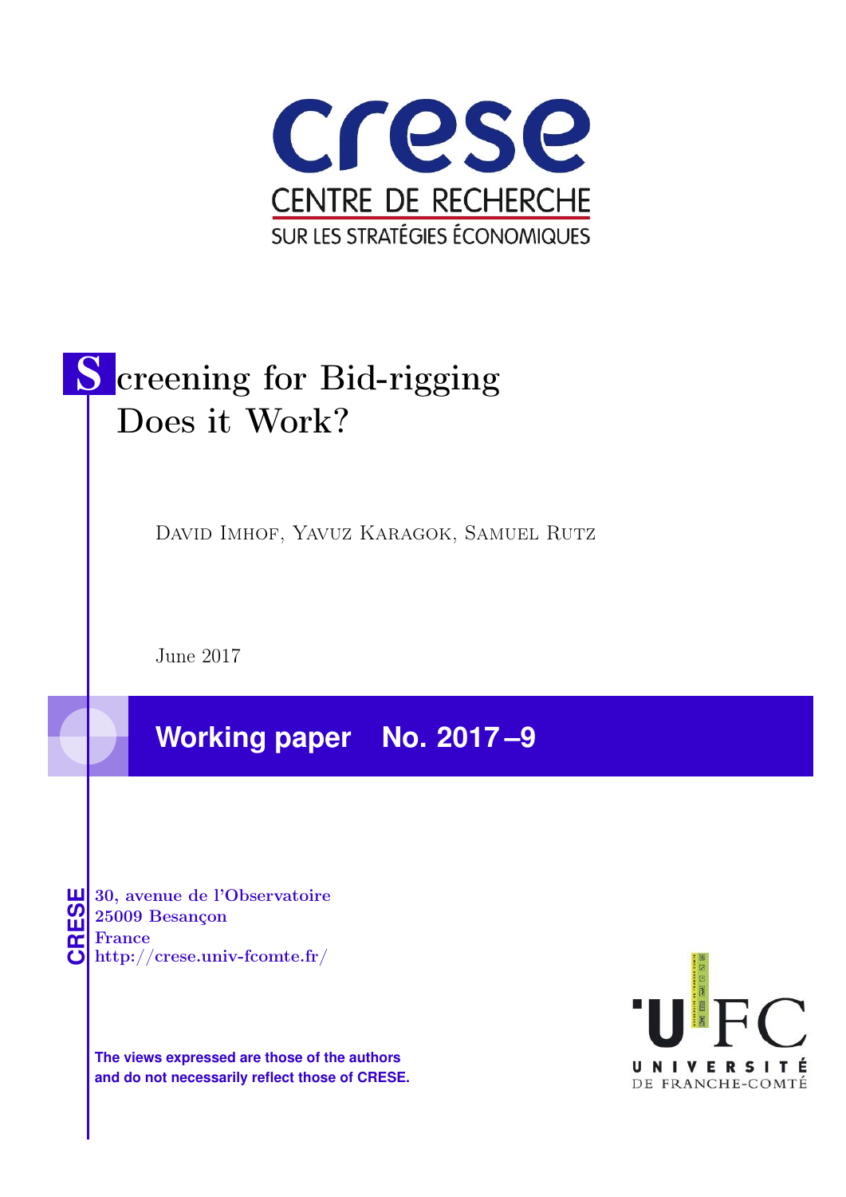crese

CENTRE DE RECHERCHE

SUR LES STRATÉGIES ÉCONOMIQUES

# Screening for Bid-rigging Does it Work?

David Imhof, Yavuz Karagok, Samuel Rutz

June 2017

## Working paper No. 2017 –9

CRESE

30, avenue de l'Observatoire
25009 Besançon
France
http://crese.univ-fcomte.fr/

**The views expressed are those of the authors and do not necessarily reflect those of CRESE.**

UFC
UNIVERSITÉ DE FRANCHE-COMTÉ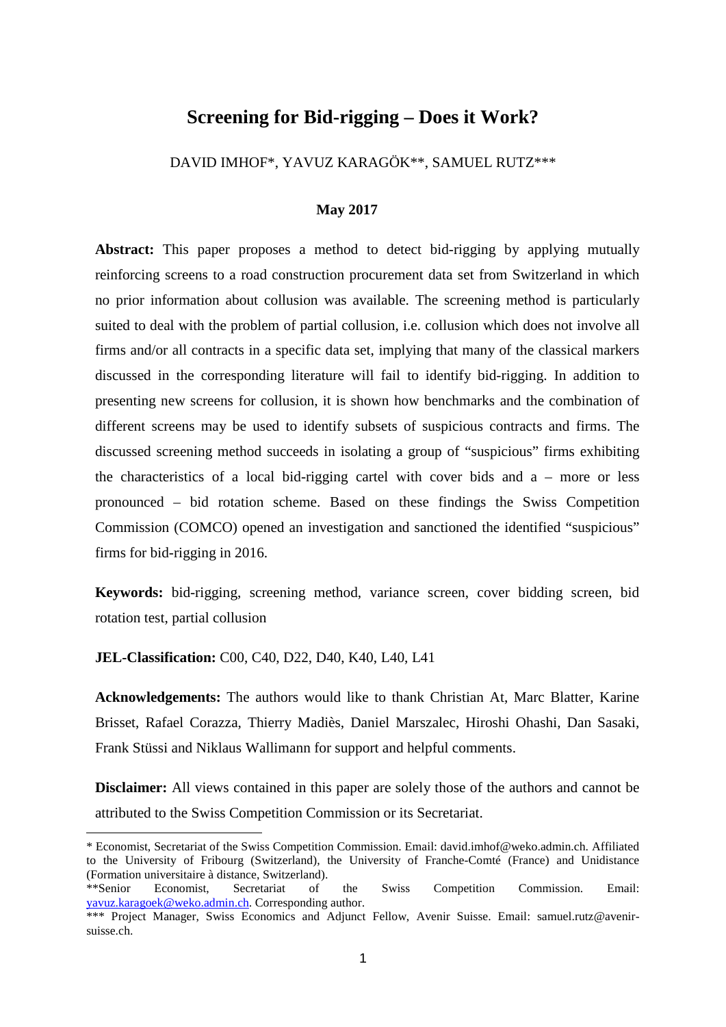# Screening for Bid-rigging – Does it Work?

DAVID IMHOF*, YAVUZ KARAGÖK**, SAMUEL RUTZ***

**May 2017**

**Abstract:** This paper proposes a method to detect bid-rigging by applying mutually reinforcing screens to a road construction procurement data set from Switzerland in which no prior information about collusion was available. The screening method is particularly suited to deal with the problem of partial collusion, i.e. collusion which does not involve all firms and/or all contracts in a specific data set, implying that many of the classical markers discussed in the corresponding literature will fail to identify bid-rigging. In addition to presenting new screens for collusion, it is shown how benchmarks and the combination of different screens may be used to identify subsets of suspicious contracts and firms. The discussed screening method succeeds in isolating a group of "suspicious" firms exhibiting the characteristics of a local bid-rigging cartel with cover bids and a – more or less pronounced – bid rotation scheme. Based on these findings the Swiss Competition Commission (COMCO) opened an investigation and sanctioned the identified "suspicious" firms for bid-rigging in 2016.

**Keywords:** bid-rigging, screening method, variance screen, cover bidding screen, bid rotation test, partial collusion

**JEL-Classification:** C00, C40, D22, D40, K40, L40, L41

**Acknowledgements:** The authors would like to thank Christian At, Marc Blatter, Karine Brisset, Rafael Corazza, Thierry Madiès, Daniel Marszalec, Hiroshi Ohashi, Dan Sasaki, Frank Stüssi and Niklaus Wallimann for support and helpful comments.

**Disclaimer:** All views contained in this paper are solely those of the authors and cannot be attributed to the Swiss Competition Commission or its Secretariat.

---

\* Economist, Secretariat of the Swiss Competition Commission. Email: david.imhof@weko.admin.ch. Affiliated to the University of Fribourg (Switzerland), the University of Franche-Comté (France) and Unidistance (Formation universitaire à distance, Switzerland).

\*\*Senior Economist, Secretariat of the Swiss Competition Commission. Email: yavuz.karagoek@weko.admin.ch. Corresponding author.

\*\*\* Project Manager, Swiss Economics and Adjunct Fellow, Avenir Suisse. Email: samuel.rutz@avenir-suisse.ch.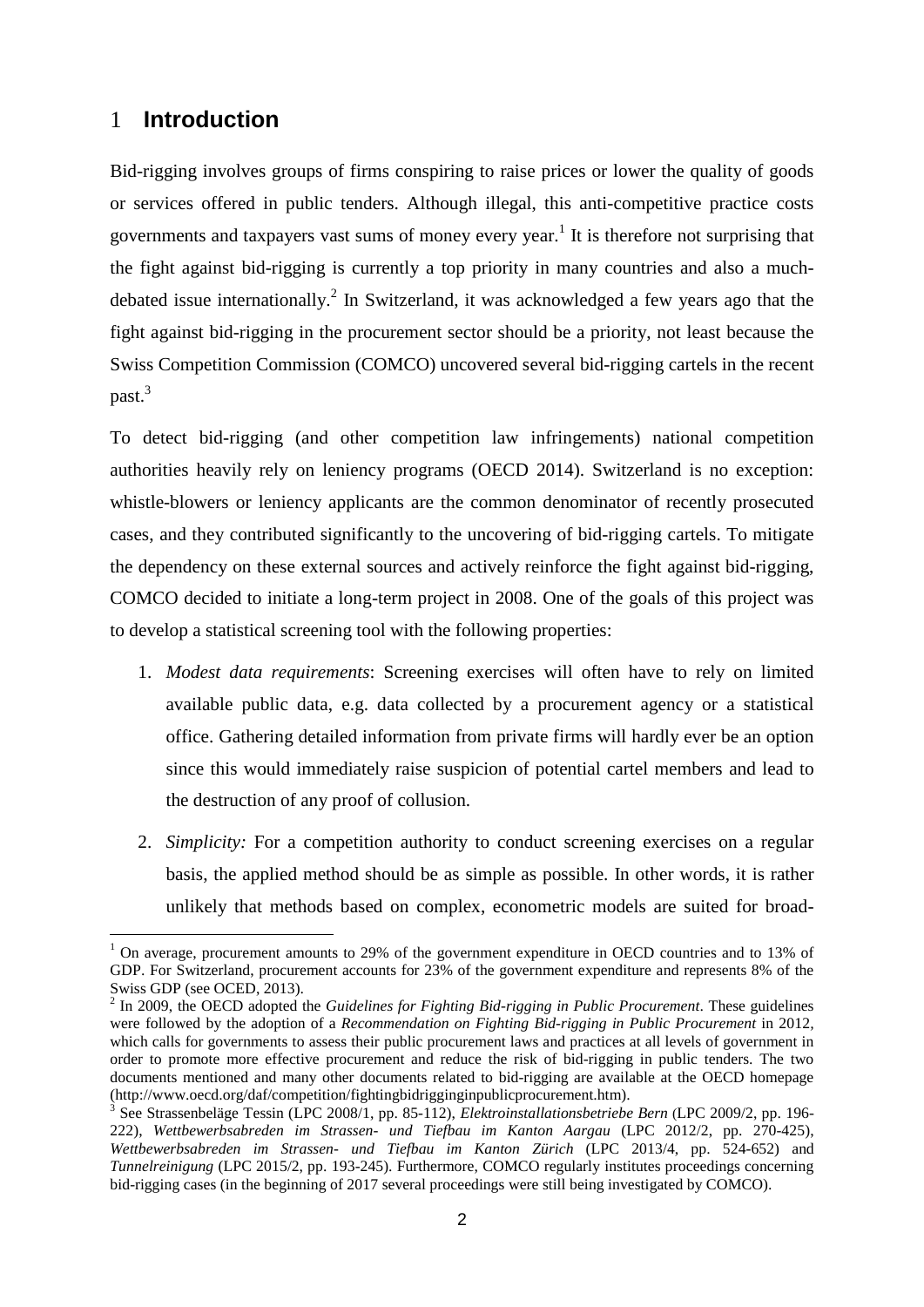# 1 Introduction

Bid-rigging involves groups of firms conspiring to raise prices or lower the quality of goods or services offered in public tenders. Although illegal, this anti-competitive practice costs governments and taxpayers vast sums of money every year.[1] It is therefore not surprising that the fight against bid-rigging is currently a top priority in many countries and also a much-debated issue internationally.[2] In Switzerland, it was acknowledged a few years ago that the fight against bid-rigging in the procurement sector should be a priority, not least because the Swiss Competition Commission (COMCO) uncovered several bid-rigging cartels in the recent past.[3]

To detect bid-rigging (and other competition law infringements) national competition authorities heavily rely on leniency programs (OECD 2014). Switzerland is no exception: whistle-blowers or leniency applicants are the common denominator of recently prosecuted cases, and they contributed significantly to the uncovering of bid-rigging cartels. To mitigate the dependency on these external sources and actively reinforce the fight against bid-rigging, COMCO decided to initiate a long-term project in 2008. One of the goals of this project was to develop a statistical screening tool with the following properties:

1. *Modest data requirements*: Screening exercises will often have to rely on limited available public data, e.g. data collected by a procurement agency or a statistical office. Gathering detailed information from private firms will hardly ever be an option since this would immediately raise suspicion of potential cartel members and lead to the destruction of any proof of collusion.

2. *Simplicity:* For a competition authority to conduct screening exercises on a regular basis, the applied method should be as simple as possible. In other words, it is rather unlikely that methods based on complex, econometric models are suited for broad-

---

[1] On average, procurement amounts to 29% of the government expenditure in OECD countries and to 13% of GDP. For Switzerland, procurement accounts for 23% of the government expenditure and represents 8% of the Swiss GDP (see OCED, 2013).

[2] In 2009, the OECD adopted the *Guidelines for Fighting Bid-rigging in Public Procurement*. These guidelines were followed by the adoption of a *Recommendation on Fighting Bid-rigging in Public Procurement* in 2012, which calls for governments to assess their public procurement laws and practices at all levels of government in order to promote more effective procurement and reduce the risk of bid-rigging in public tenders. The two documents mentioned and many other documents related to bid-rigging are available at the OECD homepage (http://www.oecd.org/daf/competition/fightingbidrigginginpublicprocurement.htm).

[3] See Strassenbeläge Tessin (LPC 2008/1, pp. 85-112), *Elektroinstallationsbetriebe Bern* (LPC 2009/2, pp. 196-222), *Wettbewerbsabreden im Strassen- und Tiefbau im Kanton Aargau* (LPC 2012/2, pp. 270-425), *Wettbewerbsabreden im Strassen- und Tiefbau im Kanton Zürich* (LPC 2013/4, pp. 524-652) and *Tunnelreinigung* (LPC 2015/2, pp. 193-245). Furthermore, COMCO regularly institutes proceedings concerning bid-rigging cases (in the beginning of 2017 several proceedings were still being investigated by COMCO).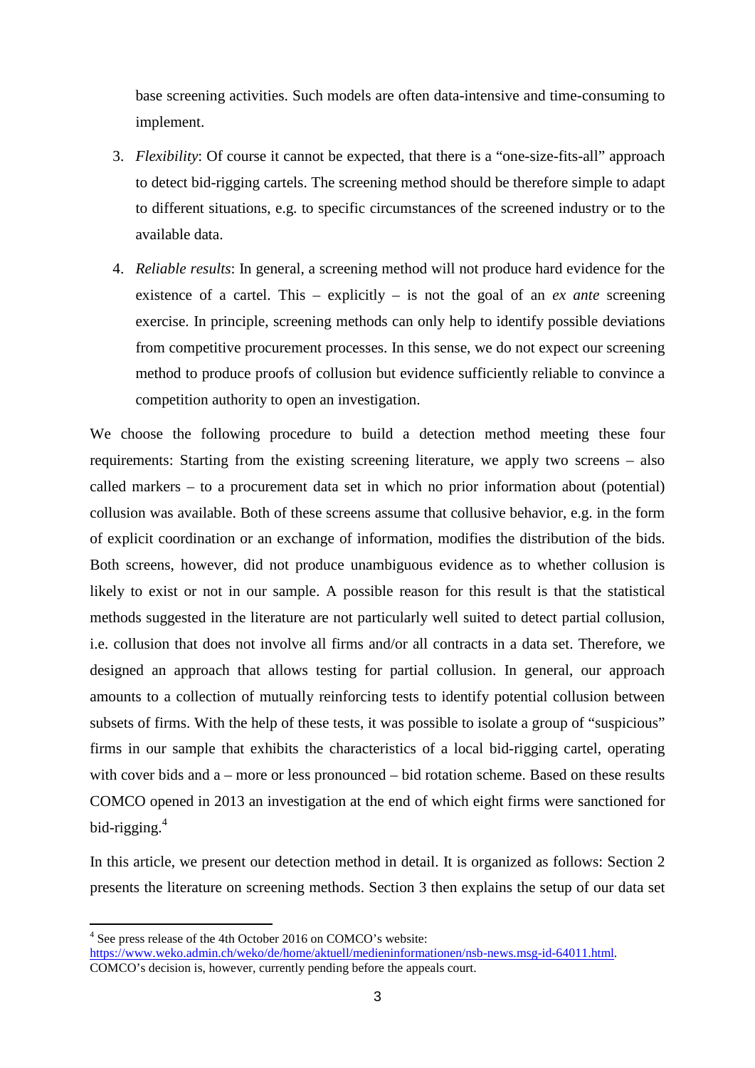base screening activities. Such models are often data-intensive and time-consuming to implement.

3. *Flexibility*: Of course it cannot be expected, that there is a "one-size-fits-all" approach to detect bid-rigging cartels. The screening method should be therefore simple to adapt to different situations, e.g. to specific circumstances of the screened industry or to the available data.

4. *Reliable results*: In general, a screening method will not produce hard evidence for the existence of a cartel. This – explicitly – is not the goal of an *ex ante* screening exercise. In principle, screening methods can only help to identify possible deviations from competitive procurement processes. In this sense, we do not expect our screening method to produce proofs of collusion but evidence sufficiently reliable to convince a competition authority to open an investigation.

We choose the following procedure to build a detection method meeting these four requirements: Starting from the existing screening literature, we apply two screens – also called markers – to a procurement data set in which no prior information about (potential) collusion was available. Both of these screens assume that collusive behavior, e.g. in the form of explicit coordination or an exchange of information, modifies the distribution of the bids. Both screens, however, did not produce unambiguous evidence as to whether collusion is likely to exist or not in our sample. A possible reason for this result is that the statistical methods suggested in the literature are not particularly well suited to detect partial collusion, i.e. collusion that does not involve all firms and/or all contracts in a data set. Therefore, we designed an approach that allows testing for partial collusion. In general, our approach amounts to a collection of mutually reinforcing tests to identify potential collusion between subsets of firms. With the help of these tests, it was possible to isolate a group of "suspicious" firms in our sample that exhibits the characteristics of a local bid-rigging cartel, operating with cover bids and a – more or less pronounced – bid rotation scheme. Based on these results COMCO opened in 2013 an investigation at the end of which eight firms were sanctioned for bid-rigging.[4]

In this article, we present our detection method in detail. It is organized as follows: Section 2 presents the literature on screening methods. Section 3 then explains the setup of our data set

[4] See press release of the 4th October 2016 on COMCO's website: https://www.weko.admin.ch/weko/de/home/aktuell/medieninformationen/nsb-news.msg-id-64011.html. COMCO's decision is, however, currently pending before the appeals court.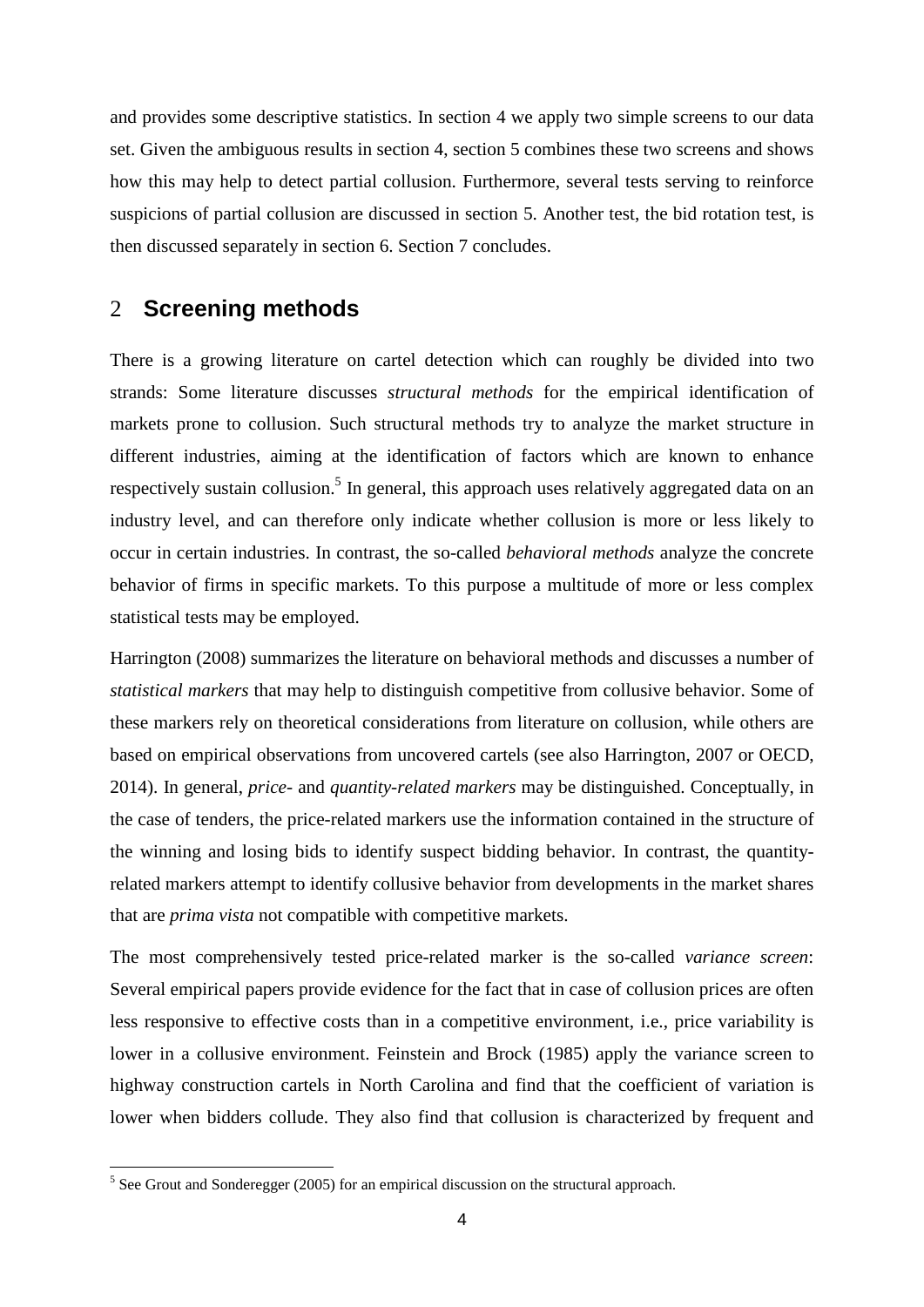and provides some descriptive statistics. In section 4 we apply two simple screens to our data set. Given the ambiguous results in section 4, section 5 combines these two screens and shows how this may help to detect partial collusion. Furthermore, several tests serving to reinforce suspicions of partial collusion are discussed in section 5. Another test, the bid rotation test, is then discussed separately in section 6. Section 7 concludes.

## 2 Screening methods

There is a growing literature on cartel detection which can roughly be divided into two strands: Some literature discusses *structural methods* for the empirical identification of markets prone to collusion. Such structural methods try to analyze the market structure in different industries, aiming at the identification of factors which are known to enhance respectively sustain collusion.[5] In general, this approach uses relatively aggregated data on an industry level, and can therefore only indicate whether collusion is more or less likely to occur in certain industries. In contrast, the so-called *behavioral methods* analyze the concrete behavior of firms in specific markets. To this purpose a multitude of more or less complex statistical tests may be employed.

Harrington (2008) summarizes the literature on behavioral methods and discusses a number of *statistical markers* that may help to distinguish competitive from collusive behavior. Some of these markers rely on theoretical considerations from literature on collusion, while others are based on empirical observations from uncovered cartels (see also Harrington, 2007 or OECD, 2014). In general, *price-* and *quantity-related markers* may be distinguished. Conceptually, in the case of tenders, the price-related markers use the information contained in the structure of the winning and losing bids to identify suspect bidding behavior. In contrast, the quantity-related markers attempt to identify collusive behavior from developments in the market shares that are *prima vista* not compatible with competitive markets.

The most comprehensively tested price-related marker is the so-called *variance screen*: Several empirical papers provide evidence for the fact that in case of collusion prices are often less responsive to effective costs than in a competitive environment, i.e., price variability is lower in a collusive environment. Feinstein and Brock (1985) apply the variance screen to highway construction cartels in North Carolina and find that the coefficient of variation is lower when bidders collude. They also find that collusion is characterized by frequent and

[5] See Grout and Sonderegger (2005) for an empirical discussion on the structural approach.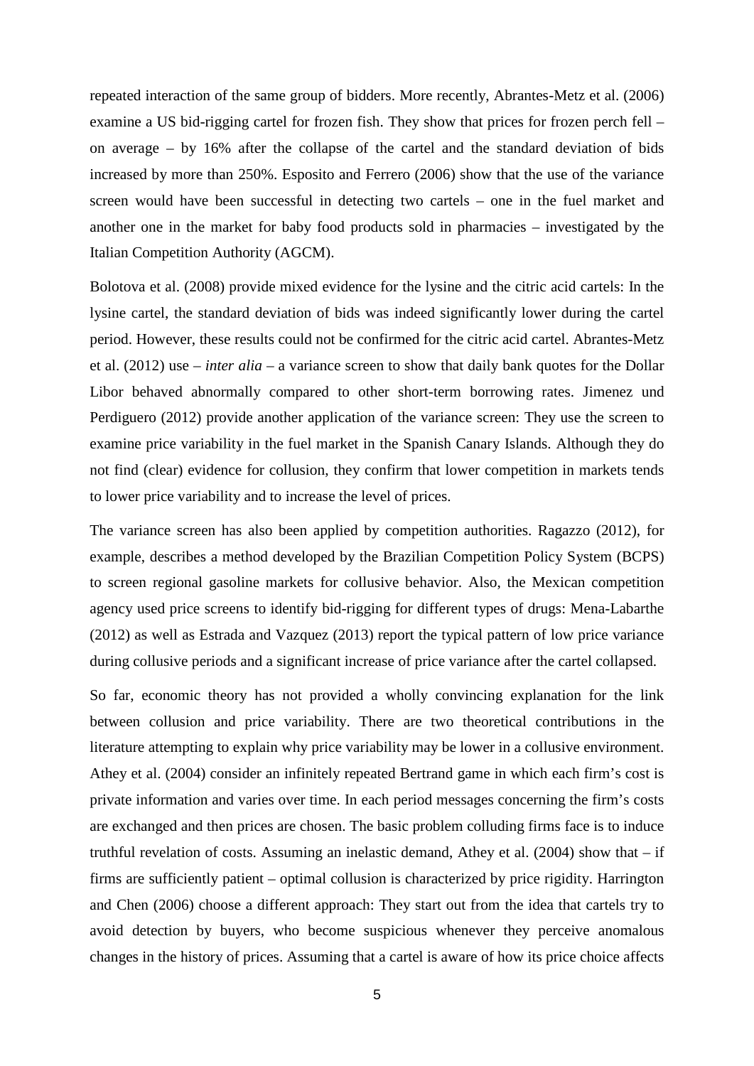repeated interaction of the same group of bidders. More recently, Abrantes-Metz et al. (2006) examine a US bid-rigging cartel for frozen fish. They show that prices for frozen perch fell – on average – by 16% after the collapse of the cartel and the standard deviation of bids increased by more than 250%. Esposito and Ferrero (2006) show that the use of the variance screen would have been successful in detecting two cartels – one in the fuel market and another one in the market for baby food products sold in pharmacies – investigated by the Italian Competition Authority (AGCM).

Bolotova et al. (2008) provide mixed evidence for the lysine and the citric acid cartels: In the lysine cartel, the standard deviation of bids was indeed significantly lower during the cartel period. However, these results could not be confirmed for the citric acid cartel. Abrantes-Metz et al. (2012) use – *inter alia* – a variance screen to show that daily bank quotes for the Dollar Libor behaved abnormally compared to other short-term borrowing rates. Jimenez und Perdiguero (2012) provide another application of the variance screen: They use the screen to examine price variability in the fuel market in the Spanish Canary Islands. Although they do not find (clear) evidence for collusion, they confirm that lower competition in markets tends to lower price variability and to increase the level of prices.

The variance screen has also been applied by competition authorities. Ragazzo (2012), for example, describes a method developed by the Brazilian Competition Policy System (BCPS) to screen regional gasoline markets for collusive behavior. Also, the Mexican competition agency used price screens to identify bid-rigging for different types of drugs: Mena-Labarthe (2012) as well as Estrada and Vazquez (2013) report the typical pattern of low price variance during collusive periods and a significant increase of price variance after the cartel collapsed.

So far, economic theory has not provided a wholly convincing explanation for the link between collusion and price variability. There are two theoretical contributions in the literature attempting to explain why price variability may be lower in a collusive environment. Athey et al. (2004) consider an infinitely repeated Bertrand game in which each firm's cost is private information and varies over time. In each period messages concerning the firm's costs are exchanged and then prices are chosen. The basic problem colluding firms face is to induce truthful revelation of costs. Assuming an inelastic demand, Athey et al. (2004) show that – if firms are sufficiently patient – optimal collusion is characterized by price rigidity. Harrington and Chen (2006) choose a different approach: They start out from the idea that cartels try to avoid detection by buyers, who become suspicious whenever they perceive anomalous changes in the history of prices. Assuming that a cartel is aware of how its price choice affects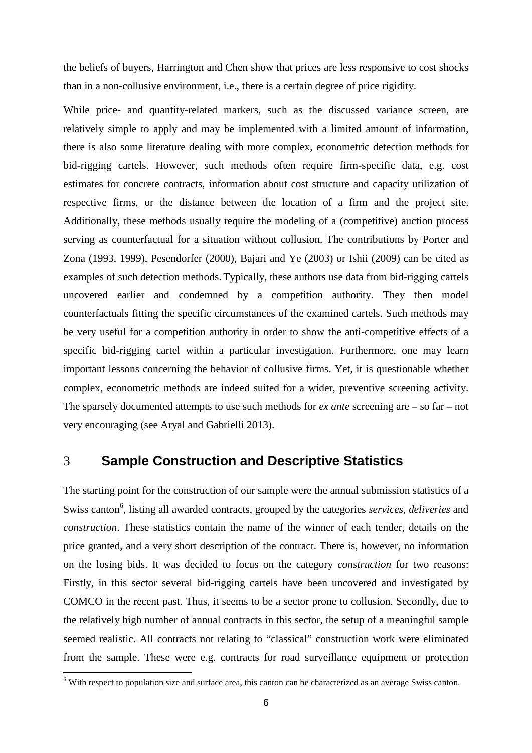the beliefs of buyers, Harrington and Chen show that prices are less responsive to cost shocks than in a non-collusive environment, i.e., there is a certain degree of price rigidity.

While price- and quantity-related markers, such as the discussed variance screen, are relatively simple to apply and may be implemented with a limited amount of information, there is also some literature dealing with more complex, econometric detection methods for bid-rigging cartels. However, such methods often require firm-specific data, e.g. cost estimates for concrete contracts, information about cost structure and capacity utilization of respective firms, or the distance between the location of a firm and the project site. Additionally, these methods usually require the modeling of a (competitive) auction process serving as counterfactual for a situation without collusion. The contributions by Porter and Zona (1993, 1999), Pesendorfer (2000), Bajari and Ye (2003) or Ishii (2009) can be cited as examples of such detection methods. Typically, these authors use data from bid-rigging cartels uncovered earlier and condemned by a competition authority. They then model counterfactuals fitting the specific circumstances of the examined cartels. Such methods may be very useful for a competition authority in order to show the anti-competitive effects of a specific bid-rigging cartel within a particular investigation. Furthermore, one may learn important lessons concerning the behavior of collusive firms. Yet, it is questionable whether complex, econometric methods are indeed suited for a wider, preventive screening activity. The sparsely documented attempts to use such methods for *ex ante* screening are – so far – not very encouraging (see Aryal and Gabrielli 2013).

## 3 Sample Construction and Descriptive Statistics

The starting point for the construction of our sample were the annual submission statistics of a Swiss canton[6], listing all awarded contracts, grouped by the categories *services*, *deliveries* and *construction*. These statistics contain the name of the winner of each tender, details on the price granted, and a very short description of the contract. There is, however, no information on the losing bids. It was decided to focus on the category *construction* for two reasons: Firstly, in this sector several bid-rigging cartels have been uncovered and investigated by COMCO in the recent past. Thus, it seems to be a sector prone to collusion. Secondly, due to the relatively high number of annual contracts in this sector, the setup of a meaningful sample seemed realistic. All contracts not relating to "classical" construction work were eliminated from the sample. These were e.g. contracts for road surveillance equipment or protection

[6] With respect to population size and surface area, this canton can be characterized as an average Swiss canton.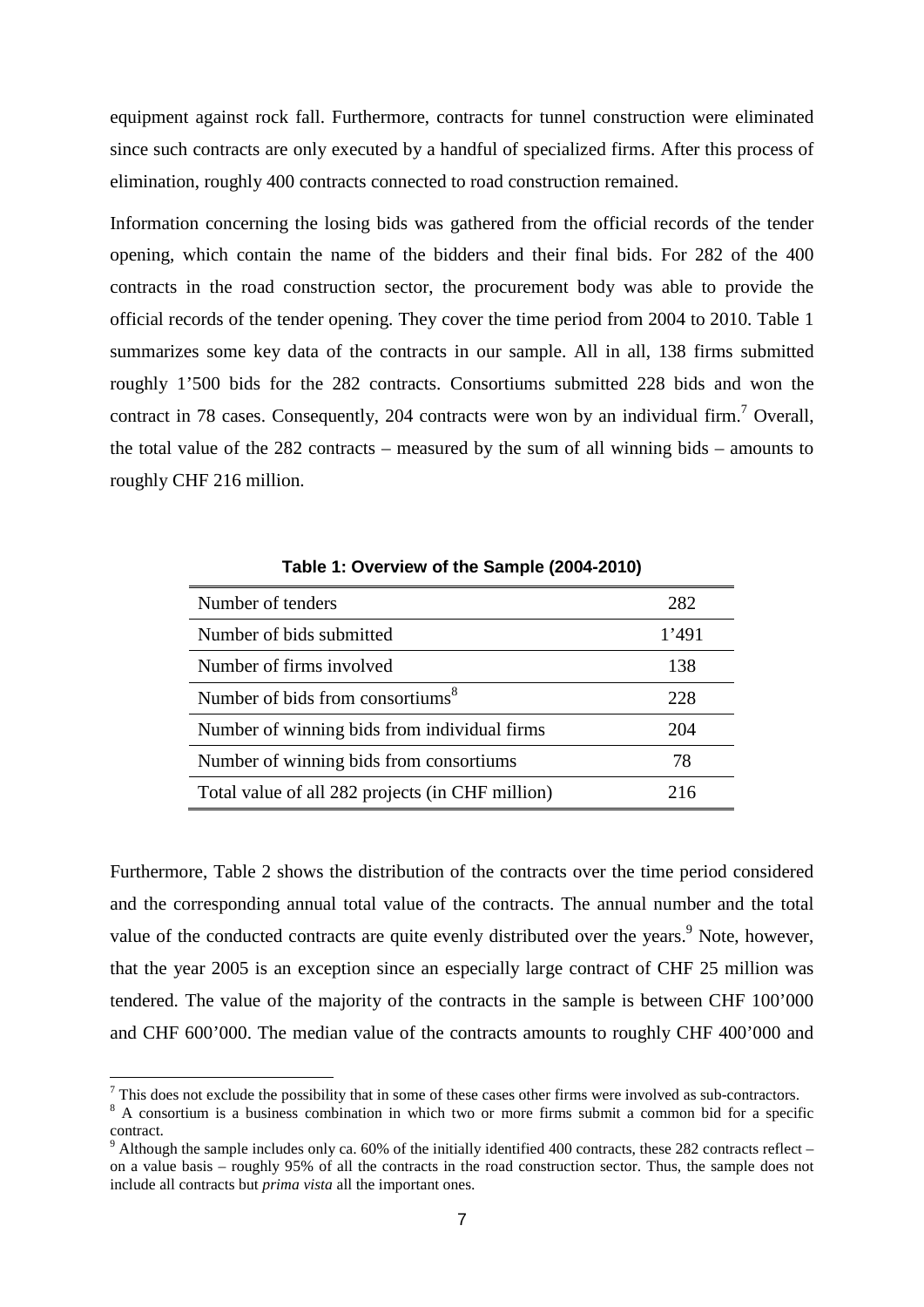equipment against rock fall. Furthermore, contracts for tunnel construction were eliminated since such contracts are only executed by a handful of specialized firms. After this process of elimination, roughly 400 contracts connected to road construction remained.

Information concerning the losing bids was gathered from the official records of the tender opening, which contain the name of the bidders and their final bids. For 282 of the 400 contracts in the road construction sector, the procurement body was able to provide the official records of the tender opening. They cover the time period from 2004 to 2010. Table 1 summarizes some key data of the contracts in our sample. All in all, 138 firms submitted roughly 1'500 bids for the 282 contracts. Consortiums submitted 228 bids and won the contract in 78 cases. Consequently, 204 contracts were won by an individual firm.[7] Overall, the total value of the 282 contracts – measured by the sum of all winning bids – amounts to roughly CHF 216 million.

**Table 1: Overview of the Sample (2004-2010)**

| | |
|---|---|
| Number of tenders | 282 |
| Number of bids submitted | 1'491 |
| Number of firms involved | 138 |
| Number of bids from consortiums[8] | 228 |
| Number of winning bids from individual firms | 204 |
| Number of winning bids from consortiums | 78 |
| Total value of all 282 projects (in CHF million) | 216 |

Furthermore, Table 2 shows the distribution of the contracts over the time period considered and the corresponding annual total value of the contracts. The annual number and the total value of the conducted contracts are quite evenly distributed over the years.[9] Note, however, that the year 2005 is an exception since an especially large contract of CHF 25 million was tendered. The value of the majority of the contracts in the sample is between CHF 100'000 and CHF 600'000. The median value of the contracts amounts to roughly CHF 400'000 and

[7] This does not exclude the possibility that in some of these cases other firms were involved as sub-contractors.

[8] A consortium is a business combination in which two or more firms submit a common bid for a specific contract.

[9] Although the sample includes only ca. 60% of the initially identified 400 contracts, these 282 contracts reflect – on a value basis – roughly 95% of all the contracts in the road construction sector. Thus, the sample does not include all contracts but *prima vista* all the important ones.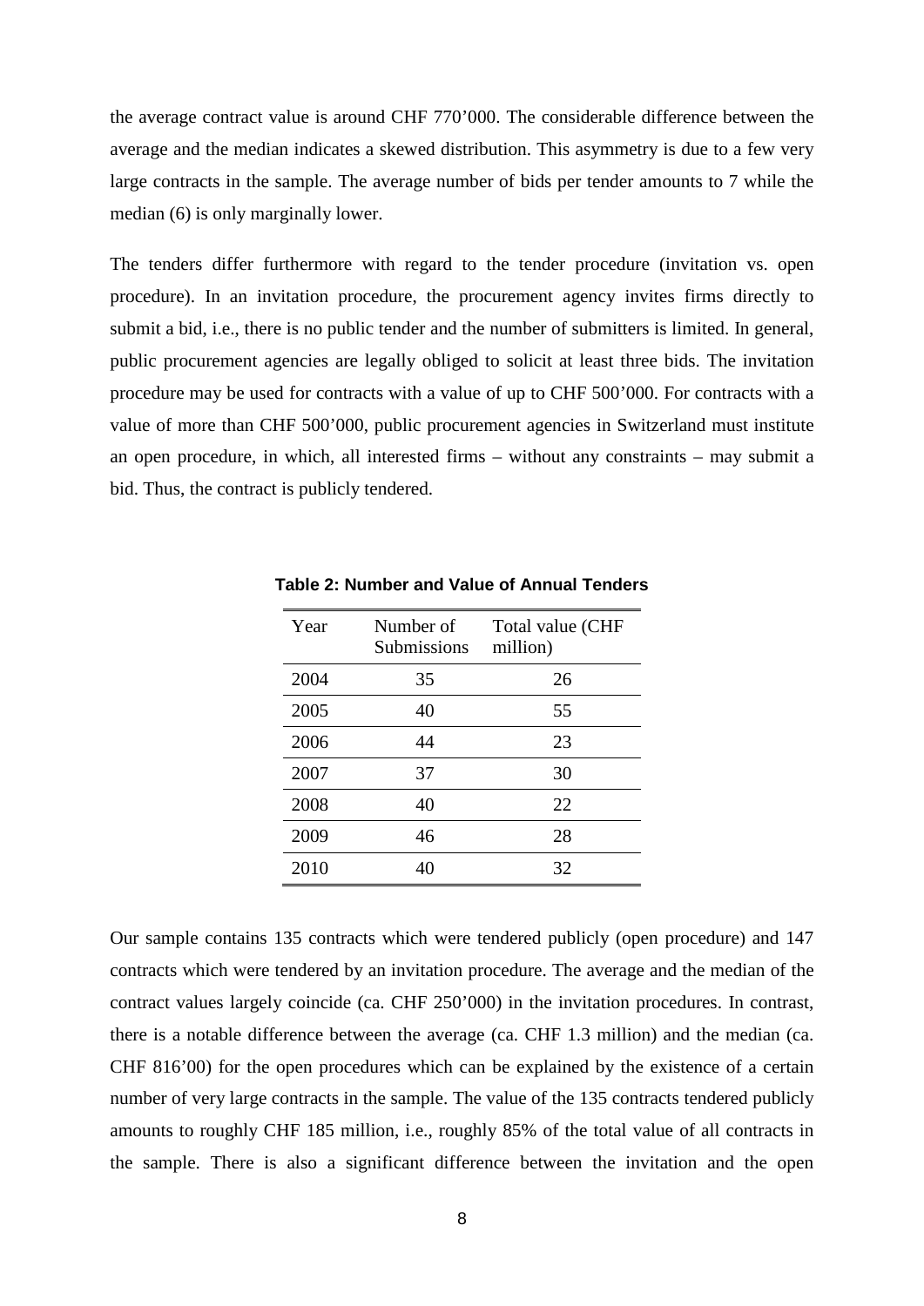the average contract value is around CHF 770’000. The considerable difference between the average and the median indicates a skewed distribution. This asymmetry is due to a few very large contracts in the sample. The average number of bids per tender amounts to 7 while the median (6) is only marginally lower.

The tenders differ furthermore with regard to the tender procedure (invitation vs. open procedure). In an invitation procedure, the procurement agency invites firms directly to submit a bid, i.e., there is no public tender and the number of submitters is limited. In general, public procurement agencies are legally obliged to solicit at least three bids. The invitation procedure may be used for contracts with a value of up to CHF 500’000. For contracts with a value of more than CHF 500’000, public procurement agencies in Switzerland must institute an open procedure, in which, all interested firms – without any constraints – may submit a bid. Thus, the contract is publicly tendered.

**Table 2: Number and Value of Annual Tenders**

| Year | Number of Submissions | Total value (CHF million) |
|---|---|---|
| 2004 | 35 | 26 |
| 2005 | 40 | 55 |
| 2006 | 44 | 23 |
| 2007 | 37 | 30 |
| 2008 | 40 | 22 |
| 2009 | 46 | 28 |
| 2010 | 40 | 32 |

Our sample contains 135 contracts which were tendered publicly (open procedure) and 147 contracts which were tendered by an invitation procedure. The average and the median of the contract values largely coincide (ca. CHF 250’000) in the invitation procedures. In contrast, there is a notable difference between the average (ca. CHF 1.3 million) and the median (ca. CHF 816’00) for the open procedures which can be explained by the existence of a certain number of very large contracts in the sample. The value of the 135 contracts tendered publicly amounts to roughly CHF 185 million, i.e., roughly 85% of the total value of all contracts in the sample. There is also a significant difference between the invitation and the open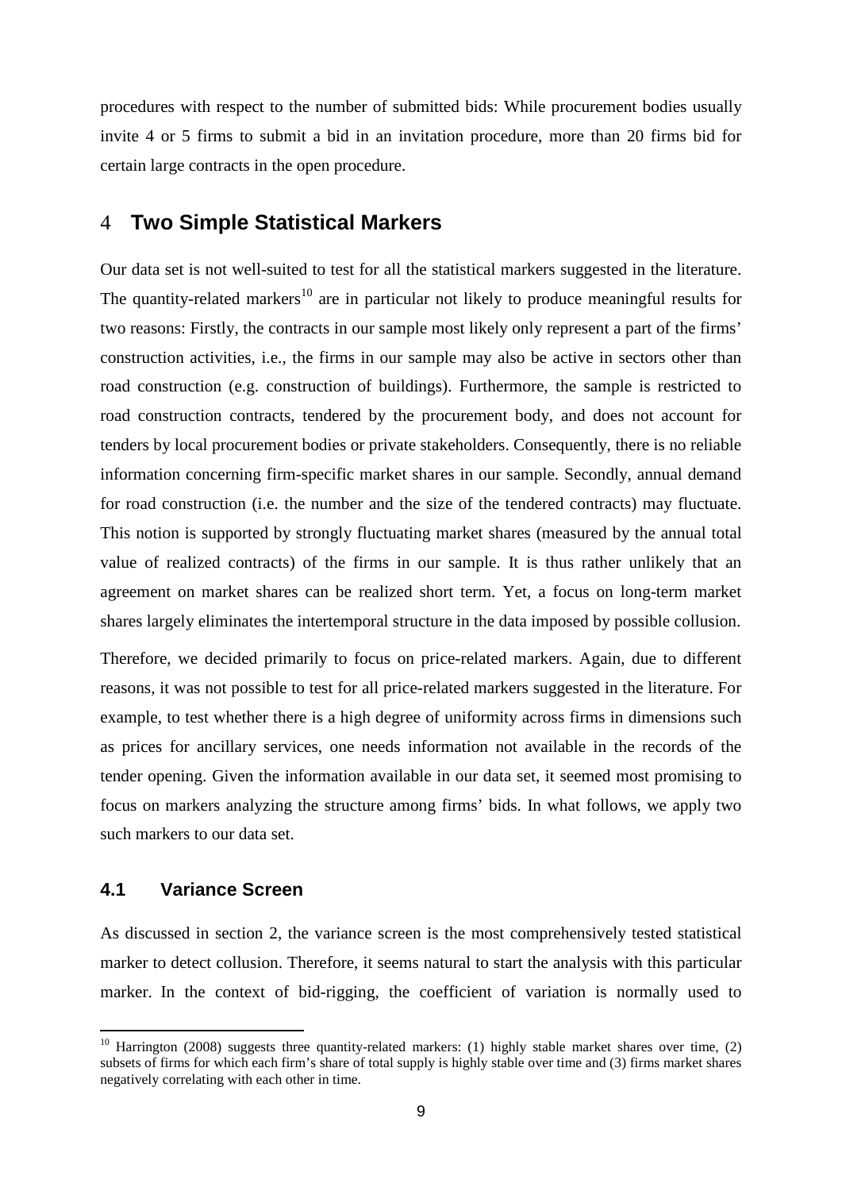procedures with respect to the number of submitted bids: While procurement bodies usually invite 4 or 5 firms to submit a bid in an invitation procedure, more than 20 firms bid for certain large contracts in the open procedure.

## 4 Two Simple Statistical Markers

Our data set is not well-suited to test for all the statistical markers suggested in the literature. The quantity-related markers[10] are in particular not likely to produce meaningful results for two reasons: Firstly, the contracts in our sample most likely only represent a part of the firms' construction activities, i.e., the firms in our sample may also be active in sectors other than road construction (e.g. construction of buildings). Furthermore, the sample is restricted to road construction contracts, tendered by the procurement body, and does not account for tenders by local procurement bodies or private stakeholders. Consequently, there is no reliable information concerning firm-specific market shares in our sample. Secondly, annual demand for road construction (i.e. the number and the size of the tendered contracts) may fluctuate. This notion is supported by strongly fluctuating market shares (measured by the annual total value of realized contracts) of the firms in our sample. It is thus rather unlikely that an agreement on market shares can be realized short term. Yet, a focus on long-term market shares largely eliminates the intertemporal structure in the data imposed by possible collusion.

Therefore, we decided primarily to focus on price-related markers. Again, due to different reasons, it was not possible to test for all price-related markers suggested in the literature. For example, to test whether there is a high degree of uniformity across firms in dimensions such as prices for ancillary services, one needs information not available in the records of the tender opening. Given the information available in our data set, it seemed most promising to focus on markers analyzing the structure among firms' bids. In what follows, we apply two such markers to our data set.

### 4.1 Variance Screen

As discussed in section 2, the variance screen is the most comprehensively tested statistical marker to detect collusion. Therefore, it seems natural to start the analysis with this particular marker. In the context of bid-rigging, the coefficient of variation is normally used to

[10] Harrington (2008) suggests three quantity-related markers: (1) highly stable market shares over time, (2) subsets of firms for which each firm's share of total supply is highly stable over time and (3) firms market shares negatively correlating with each other in time.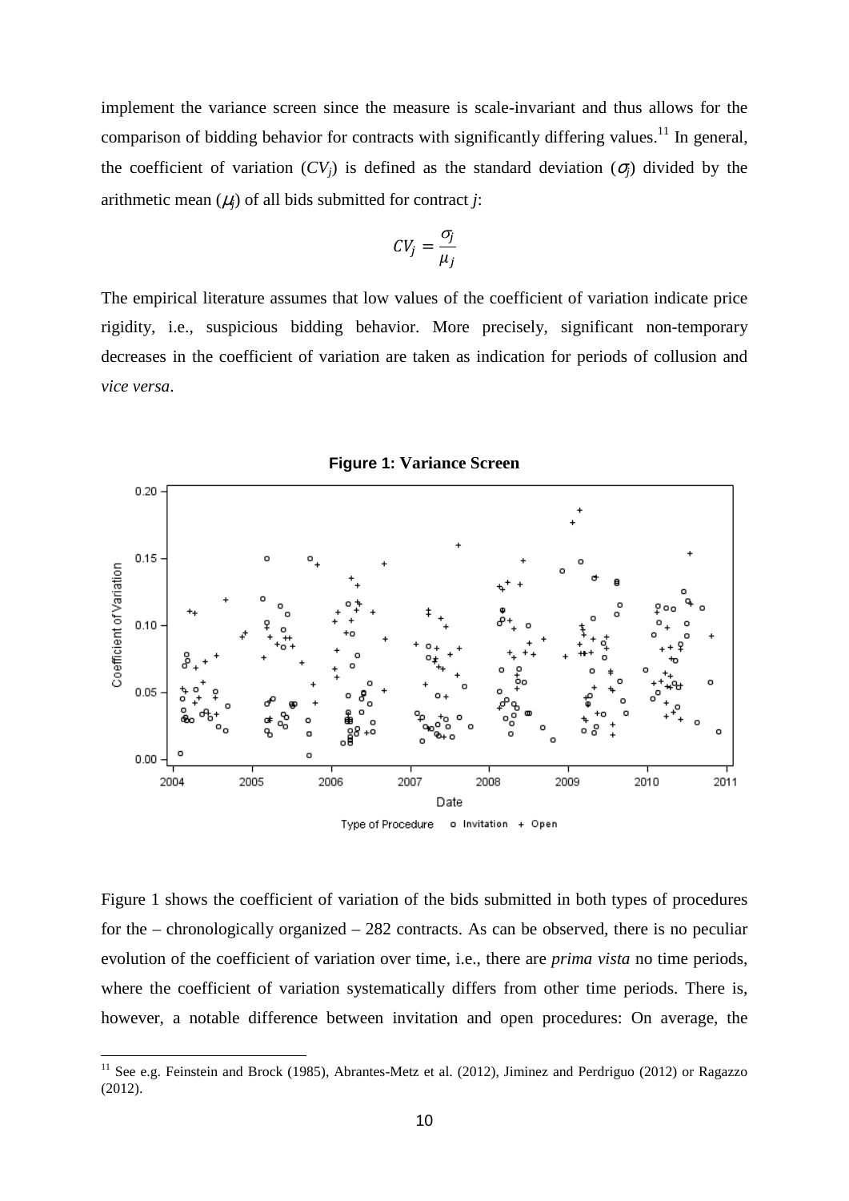implement the variance screen since the measure is scale-invariant and thus allows for the comparison of bidding behavior for contracts with significantly differing values.[11] In general, the coefficient of variation ($CV_j$) is defined as the standard deviation ($\sigma_j$) divided by the arithmetic mean ($\mu_j$) of all bids submitted for contract $j$:

$$CV_j = \frac{\sigma_j}{\mu_j}$$

The empirical literature assumes that low values of the coefficient of variation indicate price rigidity, i.e., suspicious bidding behavior. More precisely, significant non-temporary decreases in the coefficient of variation are taken as indication for periods of collusion and *vice versa*.

**Figure 1: Variance Screen**

Figure 1 shows the coefficient of variation of the bids submitted in both types of procedures for the – chronologically organized – 282 contracts. As can be observed, there is no peculiar evolution of the coefficient of variation over time, i.e., there are *prima vista* no time periods, where the coefficient of variation systematically differs from other time periods. There is, however, a notable difference between invitation and open procedures: On average, the

[11] See e.g. Feinstein and Brock (1985), Abrantes-Metz et al. (2012), Jiminez and Perdriguo (2012) or Ragazzo (2012).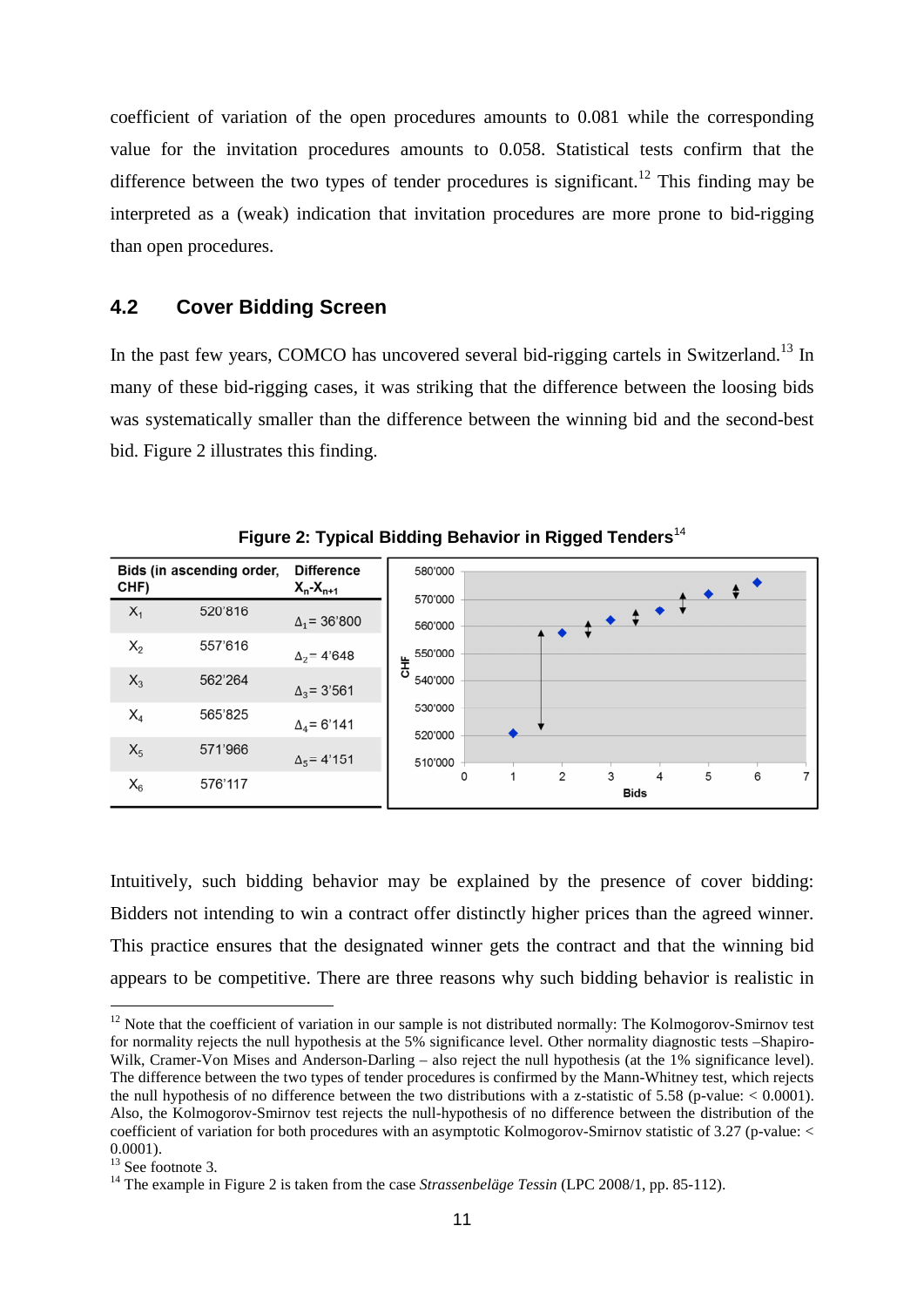coefficient of variation of the open procedures amounts to 0.081 while the corresponding value for the invitation procedures amounts to 0.058. Statistical tests confirm that the difference between the two types of tender procedures is significant.[12] This finding may be interpreted as a (weak) indication that invitation procedures are more prone to bid-rigging than open procedures.

## 4.2 Cover Bidding Screen

In the past few years, COMCO has uncovered several bid-rigging cartels in Switzerland.[13] In many of these bid-rigging cases, it was striking that the difference between the loosing bids was systematically smaller than the difference between the winning bid and the second-best bid. Figure 2 illustrates this finding.

**Figure 2: Typical Bidding Behavior in Rigged Tenders**[14]

| Bids (in ascending order, CHF) | | Difference $X_n$-$X_{n+1}$ |
|---|---|---|
| $X_1$ | 520'816 | $\Delta_1$= 36'800 |
| $X_2$ | 557'616 | $\Delta_2$= 4'648 |
| $X_3$ | 562'264 | $\Delta_3$= 3'561 |
| $X_4$ | 565'825 | $\Delta_4$= 6'141 |
| $X_5$ | 571'966 | $\Delta_5$= 4'151 |
| $X_6$ | 576'117 | |

Intuitively, such bidding behavior may be explained by the presence of cover bidding: Bidders not intending to win a contract offer distinctly higher prices than the agreed winner. This practice ensures that the designated winner gets the contract and that the winning bid appears to be competitive. There are three reasons why such bidding behavior is realistic in

---

[12] Note that the coefficient of variation in our sample is not distributed normally: The Kolmogorov-Smirnov test for normality rejects the null hypothesis at the 5% significance level. Other normality diagnostic tests –Shapiro-Wilk, Cramer-Von Mises and Anderson-Darling – also reject the null hypothesis (at the 1% significance level). The difference between the two types of tender procedures is confirmed by the Mann-Whitney test, which rejects the null hypothesis of no difference between the two distributions with a z-statistic of 5.58 (p-value: < 0.0001). Also, the Kolmogorov-Smirnov test rejects the null-hypothesis of no difference between the distribution of the coefficient of variation for both procedures with an asymptotic Kolmogorov-Smirnov statistic of 3.27 (p-value: < 0.0001).

[13] See footnote 3.

[14] The example in Figure 2 is taken from the case *Strassenbeläge Tessin* (LPC 2008/1, pp. 85-112).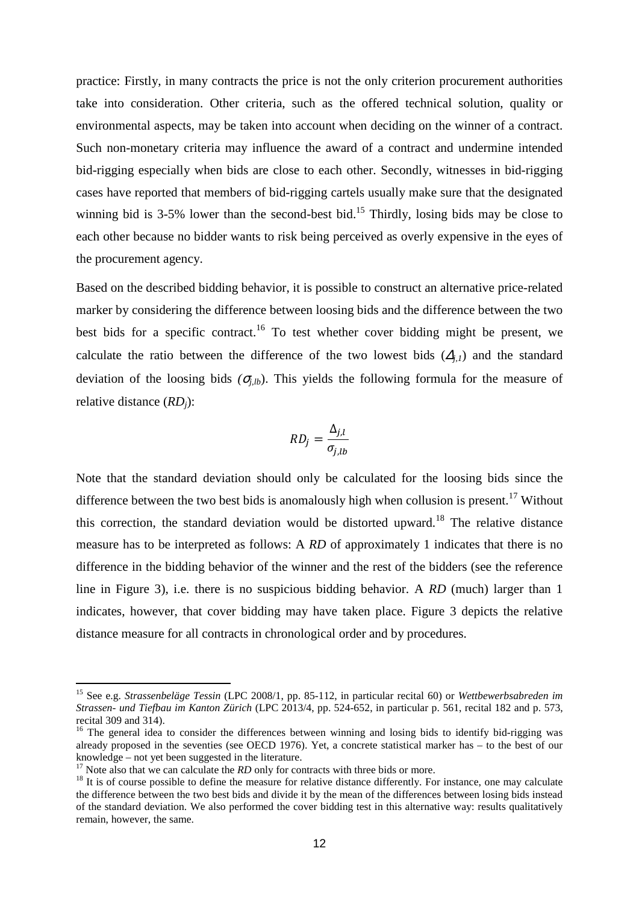practice: Firstly, in many contracts the price is not the only criterion procurement authorities take into consideration. Other criteria, such as the offered technical solution, quality or environmental aspects, may be taken into account when deciding on the winner of a contract. Such non-monetary criteria may influence the award of a contract and undermine intended bid-rigging especially when bids are close to each other. Secondly, witnesses in bid-rigging cases have reported that members of bid-rigging cartels usually make sure that the designated winning bid is 3-5% lower than the second-best bid.[15] Thirdly, losing bids may be close to each other because no bidder wants to risk being perceived as overly expensive in the eyes of the procurement agency.

Based on the described bidding behavior, it is possible to construct an alternative price-related marker by considering the difference between loosing bids and the difference between the two best bids for a specific contract.[16] To test whether cover bidding might be present, we calculate the ratio between the difference of the two lowest bids ($\Delta_{j,1}$) and the standard deviation of the loosing bids ($\sigma_{j,lb}$). This yields the following formula for the measure of relative distance ($RD_j$):

$$RD_j = \frac{\Delta_{j,l}}{\sigma_{j,lb}}$$

Note that the standard deviation should only be calculated for the loosing bids since the difference between the two best bids is anomalously high when collusion is present.[17] Without this correction, the standard deviation would be distorted upward.[18] The relative distance measure has to be interpreted as follows: A *RD* of approximately 1 indicates that there is no difference in the bidding behavior of the winner and the rest of the bidders (see the reference line in Figure 3), i.e. there is no suspicious bidding behavior. A *RD* (much) larger than 1 indicates, however, that cover bidding may have taken place. Figure 3 depicts the relative distance measure for all contracts in chronological order and by procedures.

---

[15] See e.g. *Strassenbeläge Tessin* (LPC 2008/1, pp. 85-112, in particular recital 60) or *Wettbewerbsabreden im Strassen- und Tiefbau im Kanton Zürich* (LPC 2013/4, pp. 524-652, in particular p. 561, recital 182 and p. 573, recital 309 and 314).

[16] The general idea to consider the differences between winning and losing bids to identify bid-rigging was already proposed in the seventies (see OECD 1976). Yet, a concrete statistical marker has – to the best of our knowledge – not yet been suggested in the literature.

[17] Note also that we can calculate the *RD* only for contracts with three bids or more.

[18] It is of course possible to define the measure for relative distance differently. For instance, one may calculate the difference between the two best bids and divide it by the mean of the differences between losing bids instead of the standard deviation. We also performed the cover bidding test in this alternative way: results qualitatively remain, however, the same.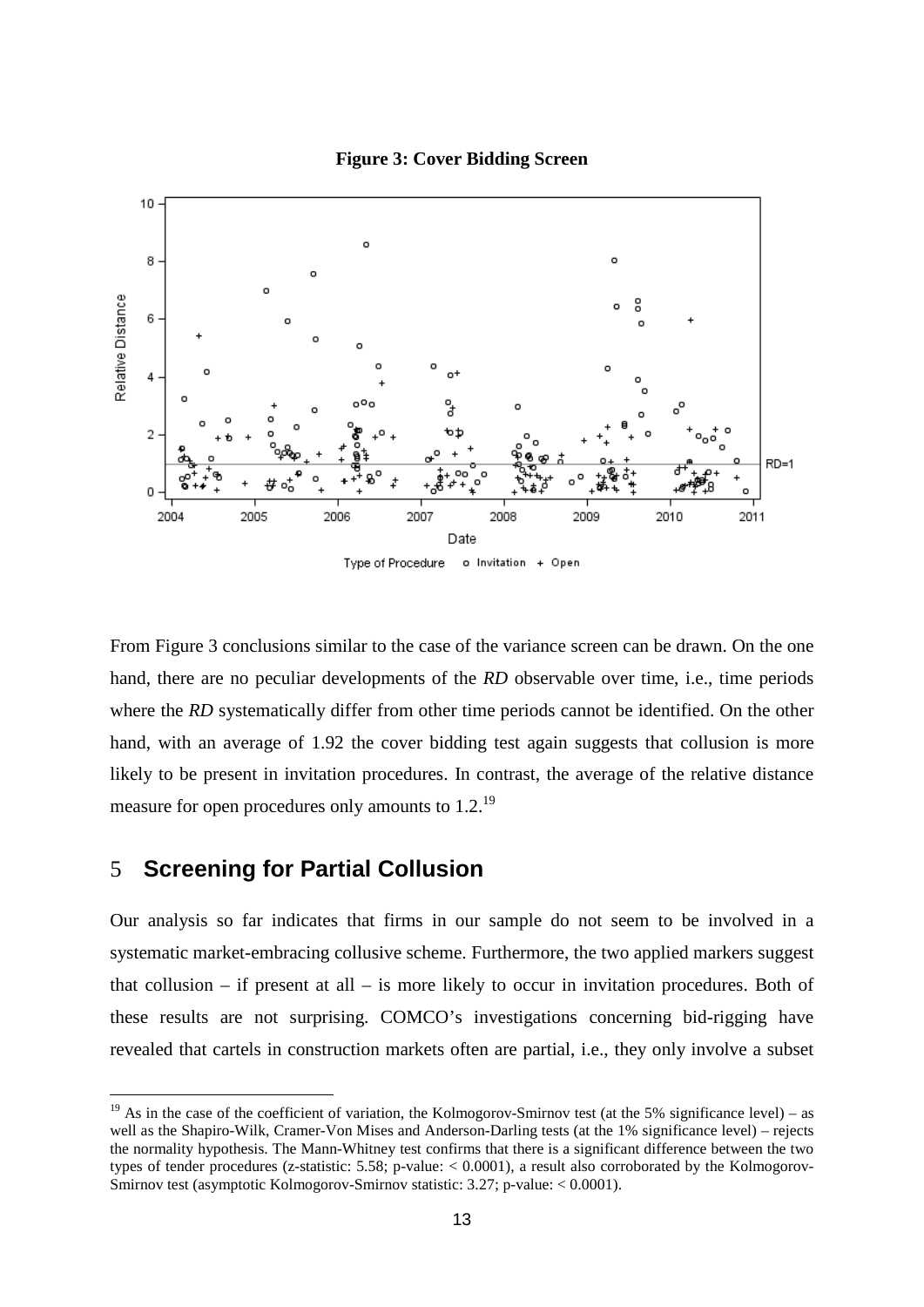**Figure 3: Cover Bidding Screen**

From Figure 3 conclusions similar to the case of the variance screen can be drawn. On the one hand, there are no peculiar developments of the *RD* observable over time, i.e., time periods where the *RD* systematically differ from other time periods cannot be identified. On the other hand, with an average of 1.92 the cover bidding test again suggests that collusion is more likely to be present in invitation procedures. In contrast, the average of the relative distance measure for open procedures only amounts to 1.2.[19]

## 5 Screening for Partial Collusion

Our analysis so far indicates that firms in our sample do not seem to be involved in a systematic market-embracing collusive scheme. Furthermore, the two applied markers suggest that collusion – if present at all – is more likely to occur in invitation procedures. Both of these results are not surprising. COMCO's investigations concerning bid-rigging have revealed that cartels in construction markets often are partial, i.e., they only involve a subset

---

[19] As in the case of the coefficient of variation, the Kolmogorov-Smirnov test (at the 5% significance level) – as well as the Shapiro-Wilk, Cramer-Von Mises and Anderson-Darling tests (at the 1% significance level) – rejects the normality hypothesis. The Mann-Whitney test confirms that there is a significant difference between the two types of tender procedures (z-statistic: 5.58; p-value: < 0.0001), a result also corroborated by the Kolmogorov-Smirnov test (asymptotic Kolmogorov-Smirnov statistic: 3.27; p-value: < 0.0001).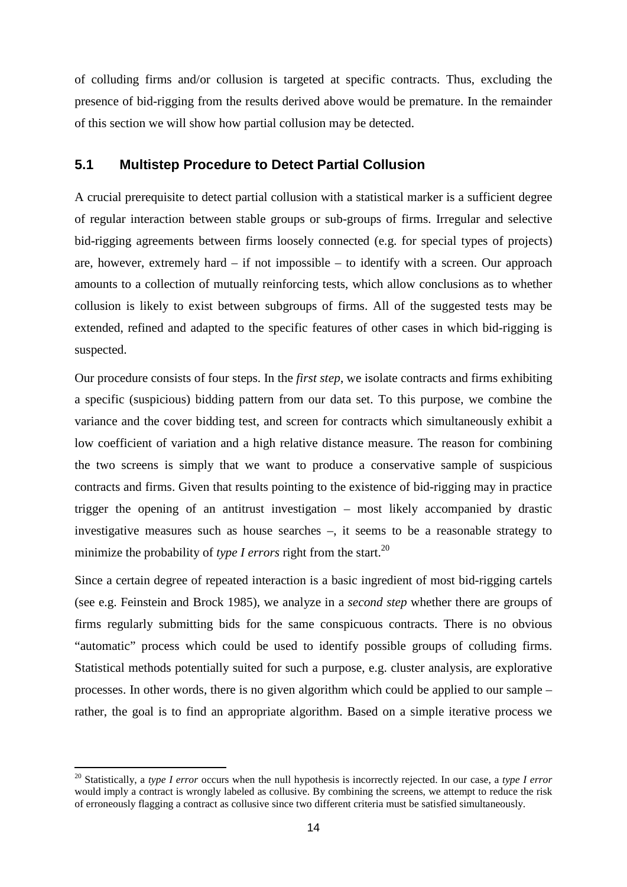of colluding firms and/or collusion is targeted at specific contracts. Thus, excluding the presence of bid-rigging from the results derived above would be premature. In the remainder of this section we will show how partial collusion may be detected.

## 5.1 Multistep Procedure to Detect Partial Collusion

A crucial prerequisite to detect partial collusion with a statistical marker is a sufficient degree of regular interaction between stable groups or sub-groups of firms. Irregular and selective bid-rigging agreements between firms loosely connected (e.g. for special types of projects) are, however, extremely hard – if not impossible – to identify with a screen. Our approach amounts to a collection of mutually reinforcing tests, which allow conclusions as to whether collusion is likely to exist between subgroups of firms. All of the suggested tests may be extended, refined and adapted to the specific features of other cases in which bid-rigging is suspected.

Our procedure consists of four steps. In the *first step*, we isolate contracts and firms exhibiting a specific (suspicious) bidding pattern from our data set. To this purpose, we combine the variance and the cover bidding test, and screen for contracts which simultaneously exhibit a low coefficient of variation and a high relative distance measure. The reason for combining the two screens is simply that we want to produce a conservative sample of suspicious contracts and firms. Given that results pointing to the existence of bid-rigging may in practice trigger the opening of an antitrust investigation – most likely accompanied by drastic investigative measures such as house searches –, it seems to be a reasonable strategy to minimize the probability of *type I errors* right from the start.[20]

Since a certain degree of repeated interaction is a basic ingredient of most bid-rigging cartels (see e.g. Feinstein and Brock 1985), we analyze in a *second step* whether there are groups of firms regularly submitting bids for the same conspicuous contracts. There is no obvious "automatic" process which could be used to identify possible groups of colluding firms. Statistical methods potentially suited for such a purpose, e.g. cluster analysis, are explorative processes. In other words, there is no given algorithm which could be applied to our sample – rather, the goal is to find an appropriate algorithm. Based on a simple iterative process we

---

[20] Statistically, a *type I error* occurs when the null hypothesis is incorrectly rejected. In our case, a *type I error* would imply a contract is wrongly labeled as collusive. By combining the screens, we attempt to reduce the risk of erroneously flagging a contract as collusive since two different criteria must be satisfied simultaneously.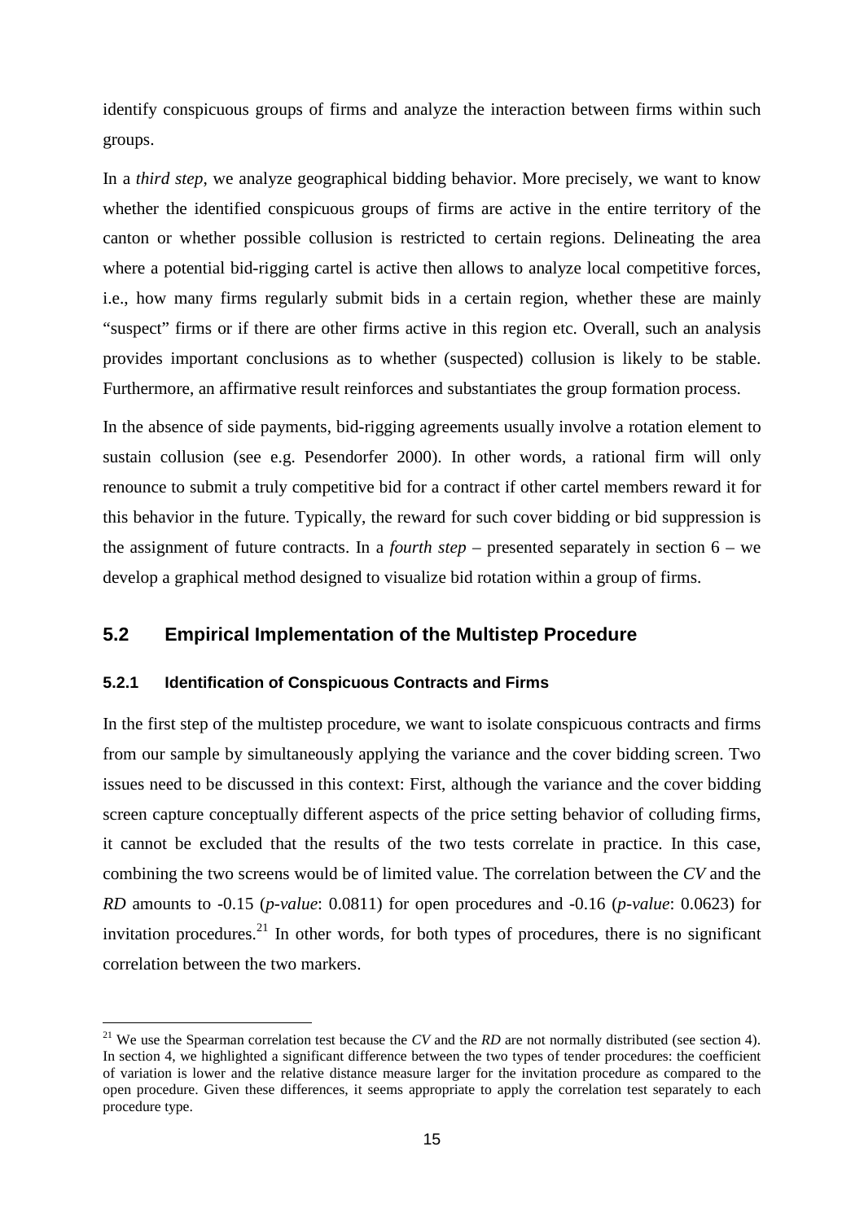identify conspicuous groups of firms and analyze the interaction between firms within such groups.

In a *third step*, we analyze geographical bidding behavior. More precisely, we want to know whether the identified conspicuous groups of firms are active in the entire territory of the canton or whether possible collusion is restricted to certain regions. Delineating the area where a potential bid-rigging cartel is active then allows to analyze local competitive forces, i.e., how many firms regularly submit bids in a certain region, whether these are mainly "suspect" firms or if there are other firms active in this region etc. Overall, such an analysis provides important conclusions as to whether (suspected) collusion is likely to be stable. Furthermore, an affirmative result reinforces and substantiates the group formation process.

In the absence of side payments, bid-rigging agreements usually involve a rotation element to sustain collusion (see e.g. Pesendorfer 2000). In other words, a rational firm will only renounce to submit a truly competitive bid for a contract if other cartel members reward it for this behavior in the future. Typically, the reward for such cover bidding or bid suppression is the assignment of future contracts. In a *fourth step* – presented separately in section 6 – we develop a graphical method designed to visualize bid rotation within a group of firms.

## 5.2 Empirical Implementation of the Multistep Procedure

### 5.2.1 Identification of Conspicuous Contracts and Firms

In the first step of the multistep procedure, we want to isolate conspicuous contracts and firms from our sample by simultaneously applying the variance and the cover bidding screen. Two issues need to be discussed in this context: First, although the variance and the cover bidding screen capture conceptually different aspects of the price setting behavior of colluding firms, it cannot be excluded that the results of the two tests correlate in practice. In this case, combining the two screens would be of limited value. The correlation between the *CV* and the *RD* amounts to -0.15 (*p-value*: 0.0811) for open procedures and -0.16 (*p-value*: 0.0623) for invitation procedures.[21] In other words, for both types of procedures, there is no significant correlation between the two markers.

[21] We use the Spearman correlation test because the *CV* and the *RD* are not normally distributed (see section 4). In section 4, we highlighted a significant difference between the two types of tender procedures: the coefficient of variation is lower and the relative distance measure larger for the invitation procedure as compared to the open procedure. Given these differences, it seems appropriate to apply the correlation test separately to each procedure type.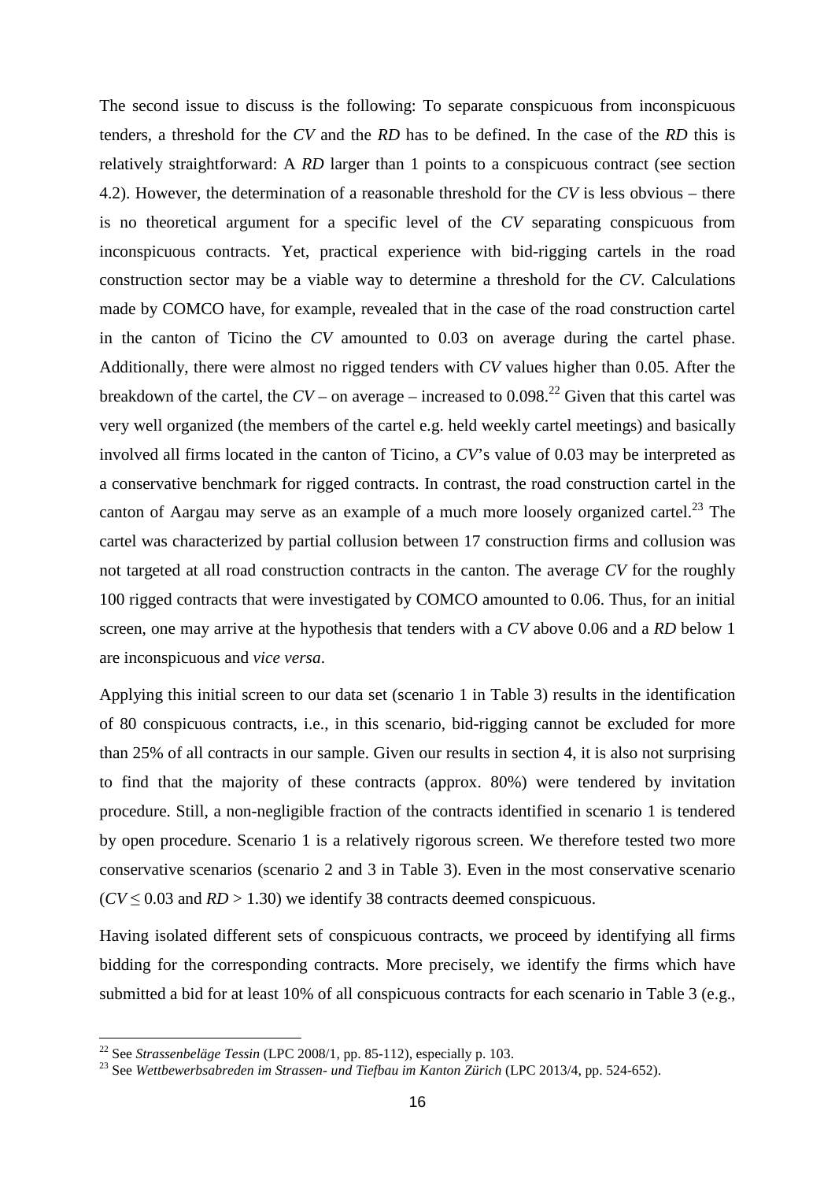The second issue to discuss is the following: To separate conspicuous from inconspicuous tenders, a threshold for the *CV* and the *RD* has to be defined. In the case of the *RD* this is relatively straightforward: A *RD* larger than 1 points to a conspicuous contract (see section 4.2). However, the determination of a reasonable threshold for the *CV* is less obvious – there is no theoretical argument for a specific level of the *CV* separating conspicuous from inconspicuous contracts. Yet, practical experience with bid-rigging cartels in the road construction sector may be a viable way to determine a threshold for the *CV*. Calculations made by COMCO have, for example, revealed that in the case of the road construction cartel in the canton of Ticino the *CV* amounted to 0.03 on average during the cartel phase. Additionally, there were almost no rigged tenders with *CV* values higher than 0.05. After the breakdown of the cartel, the *CV* – on average – increased to 0.098.[22] Given that this cartel was very well organized (the members of the cartel e.g. held weekly cartel meetings) and basically involved all firms located in the canton of Ticino, a *CV*'s value of 0.03 may be interpreted as a conservative benchmark for rigged contracts. In contrast, the road construction cartel in the canton of Aargau may serve as an example of a much more loosely organized cartel.[23] The cartel was characterized by partial collusion between 17 construction firms and collusion was not targeted at all road construction contracts in the canton. The average *CV* for the roughly 100 rigged contracts that were investigated by COMCO amounted to 0.06. Thus, for an initial screen, one may arrive at the hypothesis that tenders with a *CV* above 0.06 and a *RD* below 1 are inconspicuous and *vice versa*.

Applying this initial screen to our data set (scenario 1 in Table 3) results in the identification of 80 conspicuous contracts, i.e., in this scenario, bid-rigging cannot be excluded for more than 25% of all contracts in our sample. Given our results in section 4, it is also not surprising to find that the majority of these contracts (approx. 80%) were tendered by invitation procedure. Still, a non-negligible fraction of the contracts identified in scenario 1 is tendered by open procedure. Scenario 1 is a relatively rigorous screen. We therefore tested two more conservative scenarios (scenario 2 and 3 in Table 3). Even in the most conservative scenario ($CV \leq 0.03$ and $RD > 1.30$) we identify 38 contracts deemed conspicuous.

Having isolated different sets of conspicuous contracts, we proceed by identifying all firms bidding for the corresponding contracts. More precisely, we identify the firms which have submitted a bid for at least 10% of all conspicuous contracts for each scenario in Table 3 (e.g.,

[22] See *Strassenbeläge Tessin* (LPC 2008/1, pp. 85-112), especially p. 103.

[23] See *Wettbewerbsabreden im Strassen- und Tiefbau im Kanton Zürich* (LPC 2013/4, pp. 524-652).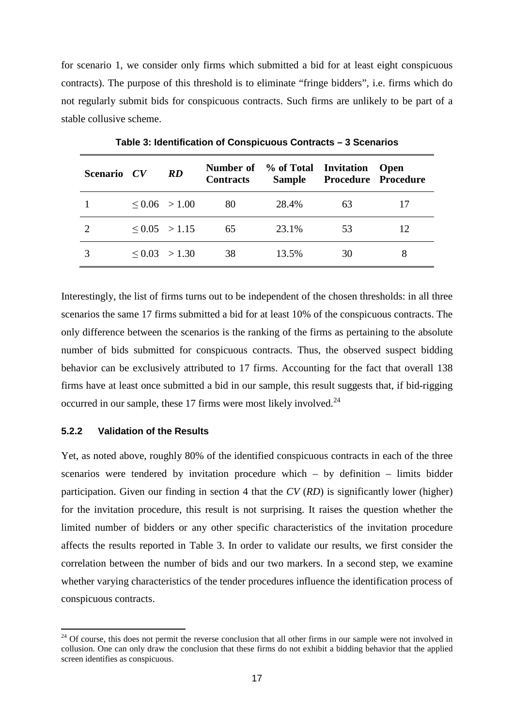for scenario 1, we consider only firms which submitted a bid for at least eight conspicuous contracts). The purpose of this threshold is to eliminate "fringe bidders", i.e. firms which do not regularly submit bids for conspicuous contracts. Such firms are unlikely to be part of a stable collusive scheme.

**Table 3: Identification of Conspicuous Contracts – 3 Scenarios**

| Scenario | *CV* | *RD* | Number of Contracts | % of Total Sample | Invitation Procedure | Open Procedure |
|---|---|---|---|---|---|---|
| 1 | $\leq 0.06$ | $> 1.00$ | 80 | 28.4% | 63 | 17 |
| 2 | $\leq 0.05$ | $> 1.15$ | 65 | 23.1% | 53 | 12 |
| 3 | $\leq 0.03$ | $> 1.30$ | 38 | 13.5% | 30 | 8 |

Interestingly, the list of firms turns out to be independent of the chosen thresholds: in all three scenarios the same 17 firms submitted a bid for at least 10% of the conspicuous contracts. The only difference between the scenarios is the ranking of the firms as pertaining to the absolute number of bids submitted for conspicuous contracts. Thus, the observed suspect bidding behavior can be exclusively attributed to 17 firms. Accounting for the fact that overall 138 firms have at least once submitted a bid in our sample, this result suggests that, if bid-rigging occurred in our sample, these 17 firms were most likely involved.[24]

### 5.2.2 Validation of the Results

Yet, as noted above, roughly 80% of the identified conspicuous contracts in each of the three scenarios were tendered by invitation procedure which – by definition – limits bidder participation. Given our finding in section 4 that the *CV* (*RD*) is significantly lower (higher) for the invitation procedure, this result is not surprising. It raises the question whether the limited number of bidders or any other specific characteristics of the invitation procedure affects the results reported in Table 3. In order to validate our results, we first consider the correlation between the number of bids and our two markers. In a second step, we examine whether varying characteristics of the tender procedures influence the identification process of conspicuous contracts.

[24] Of course, this does not permit the reverse conclusion that all other firms in our sample were not involved in collusion. One can only draw the conclusion that these firms do not exhibit a bidding behavior that the applied screen identifies as conspicuous.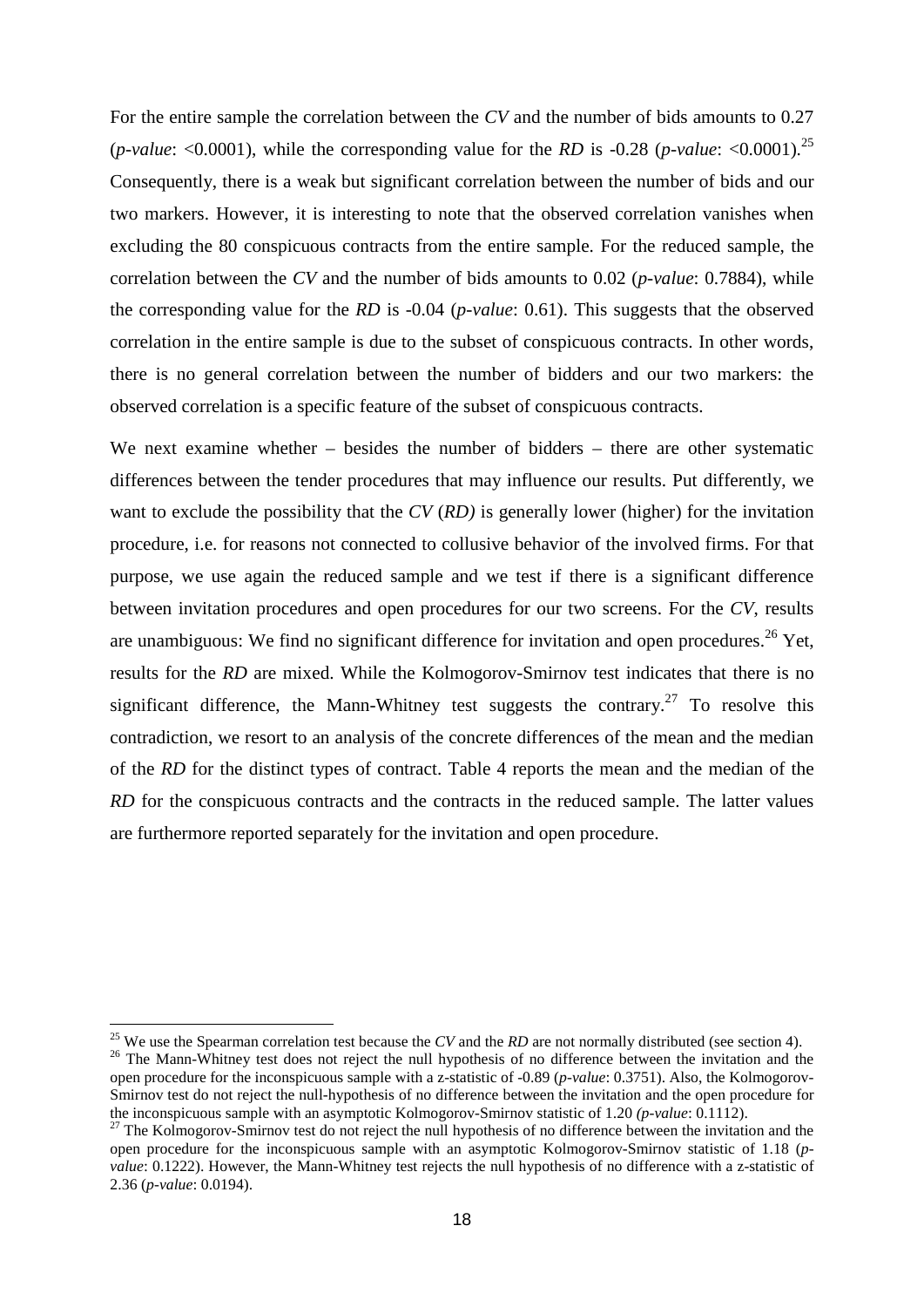For the entire sample the correlation between the *CV* and the number of bids amounts to 0.27 (*p-value*: <0.0001), while the corresponding value for the *RD* is -0.28 (*p-value*: <0.0001).[25] Consequently, there is a weak but significant correlation between the number of bids and our two markers. However, it is interesting to note that the observed correlation vanishes when excluding the 80 conspicuous contracts from the entire sample. For the reduced sample, the correlation between the *CV* and the number of bids amounts to 0.02 (*p-value*: 0.7884), while the corresponding value for the *RD* is -0.04 (*p-value*: 0.61). This suggests that the observed correlation in the entire sample is due to the subset of conspicuous contracts. In other words, there is no general correlation between the number of bidders and our two markers: the observed correlation is a specific feature of the subset of conspicuous contracts.

We next examine whether – besides the number of bidders – there are other systematic differences between the tender procedures that may influence our results. Put differently, we want to exclude the possibility that the *CV* (*RD)* is generally lower (higher) for the invitation procedure, i.e. for reasons not connected to collusive behavior of the involved firms. For that purpose, we use again the reduced sample and we test if there is a significant difference between invitation procedures and open procedures for our two screens. For the *CV*, results are unambiguous: We find no significant difference for invitation and open procedures.[26] Yet, results for the *RD* are mixed. While the Kolmogorov-Smirnov test indicates that there is no significant difference, the Mann-Whitney test suggests the contrary.[27] To resolve this contradiction, we resort to an analysis of the concrete differences of the mean and the median of the *RD* for the distinct types of contract. Table 4 reports the mean and the median of the *RD* for the conspicuous contracts and the contracts in the reduced sample. The latter values are furthermore reported separately for the invitation and open procedure.

---

[25] We use the Spearman correlation test because the *CV* and the *RD* are not normally distributed (see section 4).

[26] The Mann-Whitney test does not reject the null hypothesis of no difference between the invitation and the open procedure for the inconspicuous sample with a z-statistic of -0.89 (*p-value*: 0.3751). Also, the Kolmogorov-Smirnov test do not reject the null-hypothesis of no difference between the invitation and the open procedure for the inconspicuous sample with an asymptotic Kolmogorov-Smirnov statistic of 1.20 *(p-value*: 0.1112).

[27] The Kolmogorov-Smirnov test do not reject the null hypothesis of no difference between the invitation and the open procedure for the inconspicuous sample with an asymptotic Kolmogorov-Smirnov statistic of 1.18 (*p-value*: 0.1222). However, the Mann-Whitney test rejects the null hypothesis of no difference with a z-statistic of 2.36 (*p-value*: 0.0194).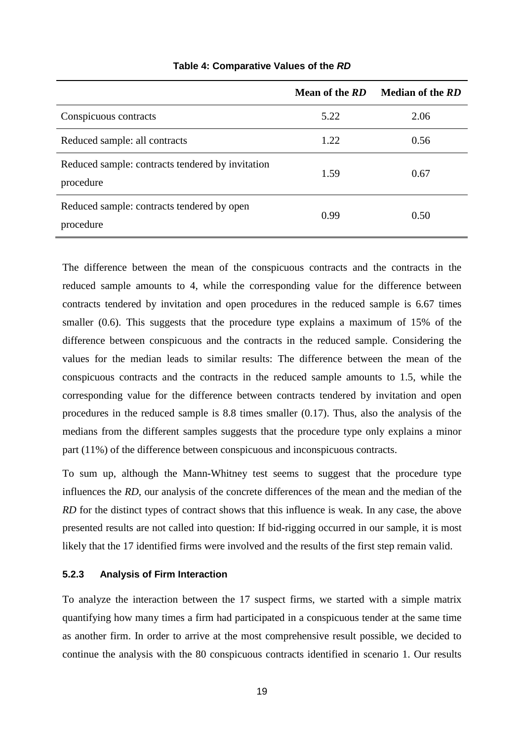**Table 4: Comparative Values of the *RD***

| | Mean of the *RD* | Median of the *RD* |
|---|---|---|
| Conspicuous contracts | 5.22 | 2.06 |
| Reduced sample: all contracts | 1.22 | 0.56 |
| Reduced sample: contracts tendered by invitation procedure | 1.59 | 0.67 |
| Reduced sample: contracts tendered by open procedure | 0.99 | 0.50 |

The difference between the mean of the conspicuous contracts and the contracts in the reduced sample amounts to 4, while the corresponding value for the difference between contracts tendered by invitation and open procedures in the reduced sample is 6.67 times smaller (0.6). This suggests that the procedure type explains a maximum of 15% of the difference between conspicuous and the contracts in the reduced sample. Considering the values for the median leads to similar results: The difference between the mean of the conspicuous contracts and the contracts in the reduced sample amounts to 1.5, while the corresponding value for the difference between contracts tendered by invitation and open procedures in the reduced sample is 8.8 times smaller (0.17). Thus, also the analysis of the medians from the different samples suggests that the procedure type only explains a minor part (11%) of the difference between conspicuous and inconspicuous contracts.

To sum up, although the Mann-Whitney test seems to suggest that the procedure type influences the *RD*, our analysis of the concrete differences of the mean and the median of the *RD* for the distinct types of contract shows that this influence is weak. In any case, the above presented results are not called into question: If bid-rigging occurred in our sample, it is most likely that the 17 identified firms were involved and the results of the first step remain valid.

#### 5.2.3 Analysis of Firm Interaction

To analyze the interaction between the 17 suspect firms, we started with a simple matrix quantifying how many times a firm had participated in a conspicuous tender at the same time as another firm. In order to arrive at the most comprehensive result possible, we decided to continue the analysis with the 80 conspicuous contracts identified in scenario 1. Our results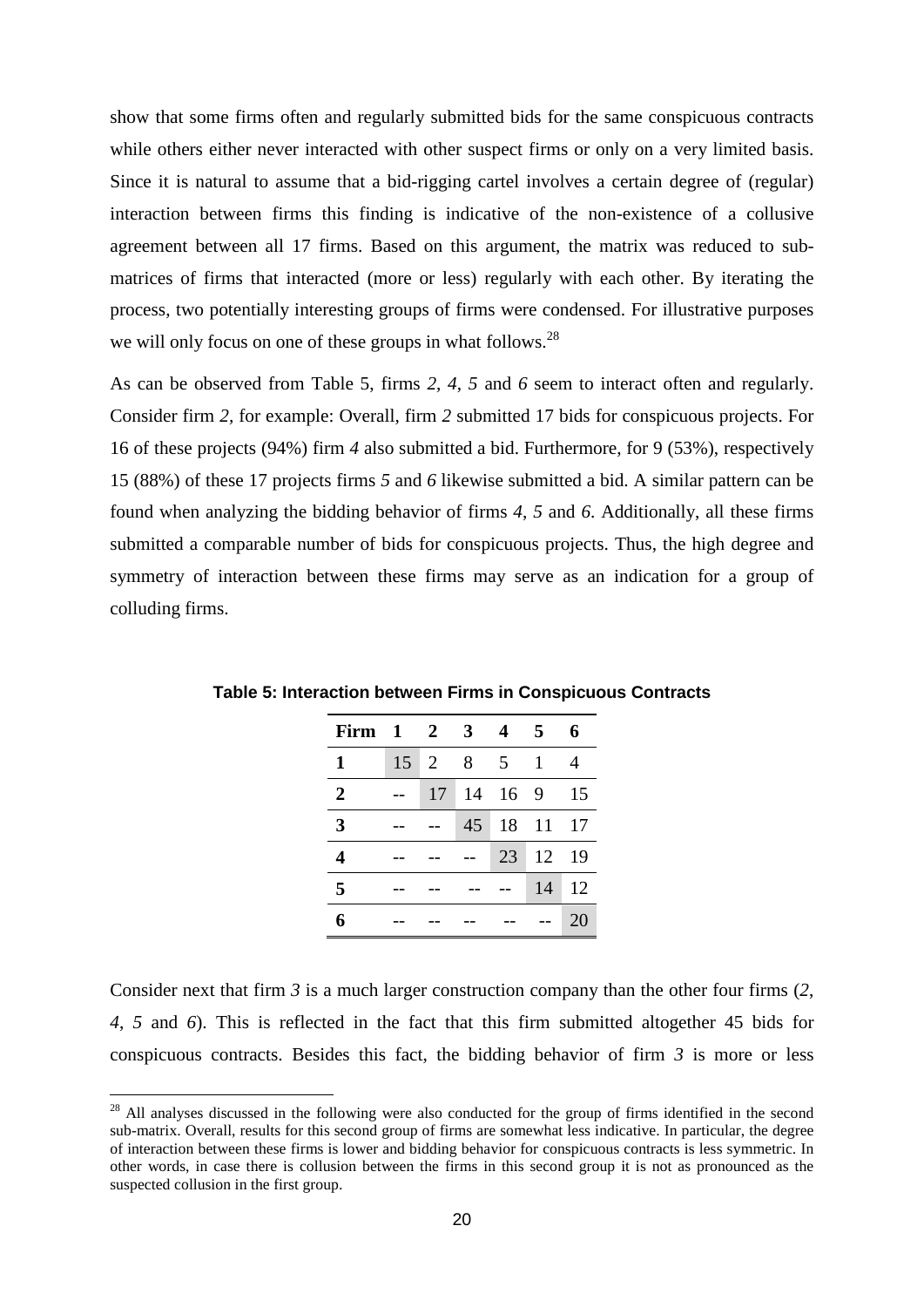show that some firms often and regularly submitted bids for the same conspicuous contracts while others either never interacted with other suspect firms or only on a very limited basis. Since it is natural to assume that a bid-rigging cartel involves a certain degree of (regular) interaction between firms this finding is indicative of the non-existence of a collusive agreement between all 17 firms. Based on this argument, the matrix was reduced to sub-matrices of firms that interacted (more or less) regularly with each other. By iterating the process, two potentially interesting groups of firms were condensed. For illustrative purposes we will only focus on one of these groups in what follows.[28]

As can be observed from Table 5, firms *2*, *4*, *5* and *6* seem to interact often and regularly. Consider firm *2*, for example: Overall, firm *2* submitted 17 bids for conspicuous projects. For 16 of these projects (94%) firm *4* also submitted a bid. Furthermore, for 9 (53%), respectively 15 (88%) of these 17 projects firms *5* and *6* likewise submitted a bid. A similar pattern can be found when analyzing the bidding behavior of firms *4*, *5* and *6*. Additionally, all these firms submitted a comparable number of bids for conspicuous projects. Thus, the high degree and symmetry of interaction between these firms may serve as an indication for a group of colluding firms.

**Table 5: Interaction between Firms in Conspicuous Contracts**

| Firm | 1 | 2 | 3 | 4 | 5 | 6 |
|---|---|---|---|---|---|---|
| **1** | 15 | 2 | 8 | 5 | 1 | 4 |
| **2** | -- | 17 | 14 | 16 | 9 | 15 |
| **3** | -- | -- | 45 | 18 | 11 | 17 |
| **4** | -- | -- | -- | 23 | 12 | 19 |
| **5** | -- | -- | -- | -- | 14 | 12 |
| **6** | -- | -- | -- | -- | -- | 20 |

Consider next that firm *3* is a much larger construction company than the other four firms (*2*, *4*, *5* and *6*). This is reflected in the fact that this firm submitted altogether 45 bids for conspicuous contracts. Besides this fact, the bidding behavior of firm *3* is more or less

[28] All analyses discussed in the following were also conducted for the group of firms identified in the second sub-matrix. Overall, results for this second group of firms are somewhat less indicative. In particular, the degree of interaction between these firms is lower and bidding behavior for conspicuous contracts is less symmetric. In other words, in case there is collusion between the firms in this second group it is not as pronounced as the suspected collusion in the first group.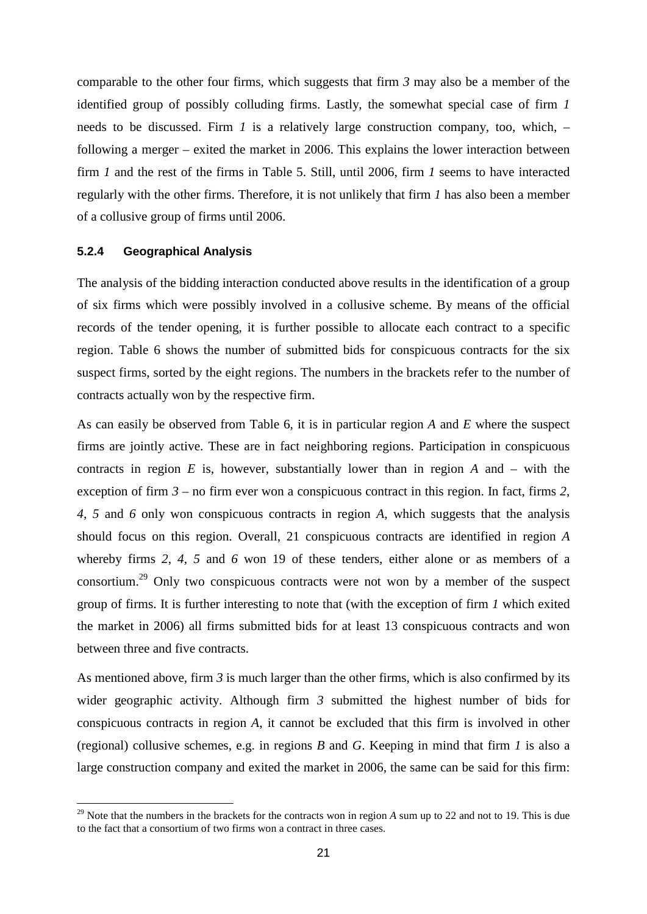comparable to the other four firms, which suggests that firm *3* may also be a member of the identified group of possibly colluding firms. Lastly, the somewhat special case of firm *1* needs to be discussed. Firm *1* is a relatively large construction company, too, which, – following a merger – exited the market in 2006. This explains the lower interaction between firm *1* and the rest of the firms in Table 5. Still, until 2006, firm *1* seems to have interacted regularly with the other firms. Therefore, it is not unlikely that firm *1* has also been a member of a collusive group of firms until 2006.

### 5.2.4 Geographical Analysis

The analysis of the bidding interaction conducted above results in the identification of a group of six firms which were possibly involved in a collusive scheme. By means of the official records of the tender opening, it is further possible to allocate each contract to a specific region. Table 6 shows the number of submitted bids for conspicuous contracts for the six suspect firms, sorted by the eight regions. The numbers in the brackets refer to the number of contracts actually won by the respective firm.

As can easily be observed from Table 6, it is in particular region *A* and *E* where the suspect firms are jointly active. These are in fact neighboring regions. Participation in conspicuous contracts in region *E* is, however, substantially lower than in region *A* and – with the exception of firm *3* – no firm ever won a conspicuous contract in this region. In fact, firms *2*, *4*, *5* and *6* only won conspicuous contracts in region *A*, which suggests that the analysis should focus on this region. Overall, 21 conspicuous contracts are identified in region *A* whereby firms *2*, *4*, *5* and *6* won 19 of these tenders, either alone or as members of a consortium.[29] Only two conspicuous contracts were not won by a member of the suspect group of firms. It is further interesting to note that (with the exception of firm *1* which exited the market in 2006) all firms submitted bids for at least 13 conspicuous contracts and won between three and five contracts.

As mentioned above, firm *3* is much larger than the other firms, which is also confirmed by its wider geographic activity. Although firm *3* submitted the highest number of bids for conspicuous contracts in region *A*, it cannot be excluded that this firm is involved in other (regional) collusive schemes, e.g. in regions *B* and *G*. Keeping in mind that firm *1* is also a large construction company and exited the market in 2006, the same can be said for this firm:

---

[29] Note that the numbers in the brackets for the contracts won in region *A* sum up to 22 and not to 19. This is due to the fact that a consortium of two firms won a contract in three cases.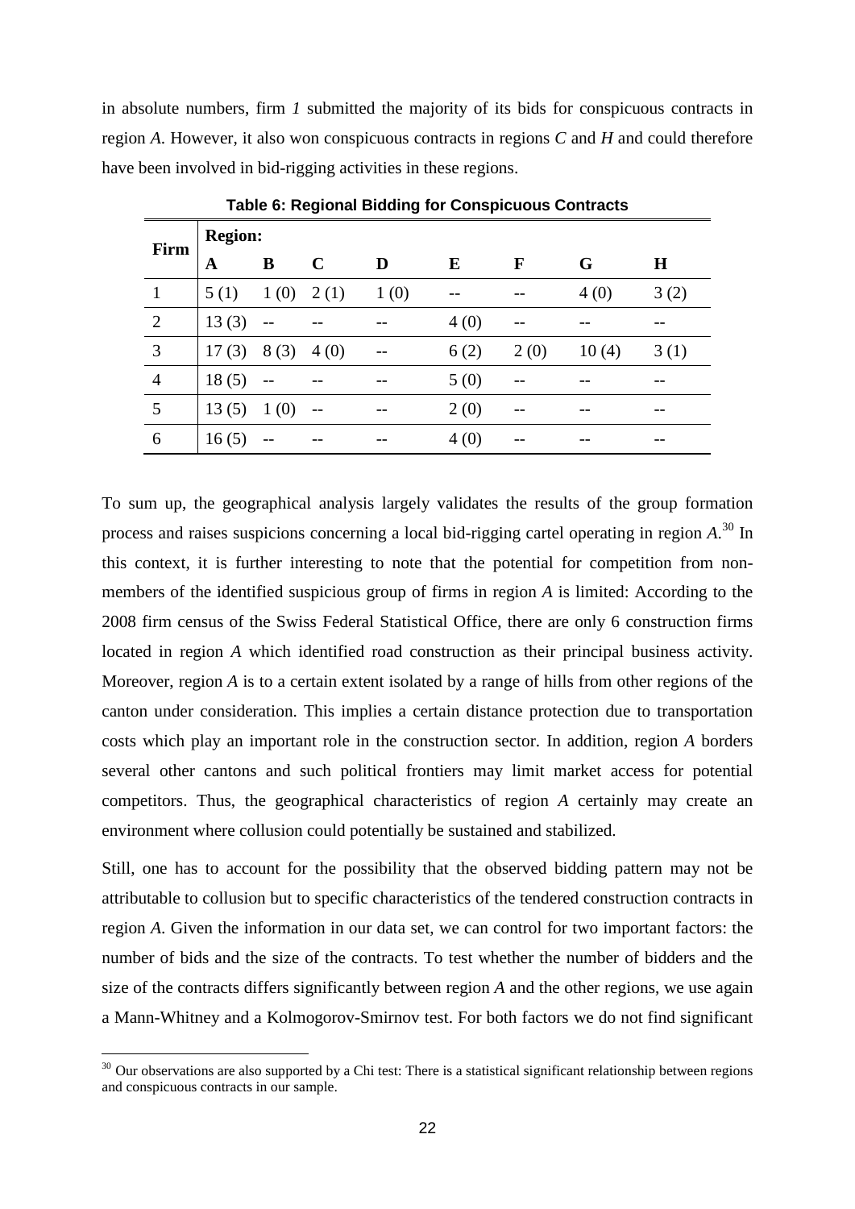in absolute numbers, firm *1* submitted the majority of its bids for conspicuous contracts in region *A*. However, it also won conspicuous contracts in regions *C* and *H* and could therefore have been involved in bid-rigging activities in these regions.

**Table 6: Regional Bidding for Conspicuous Contracts**

| Firm | Region: | | | | | | | |
|---|---|---|---|---|---|---|---|---|
| | **A** | **B** | **C** | **D** | **E** | **F** | **G** | **H** |
| 1 | 5 (1) | 1 (0) | 2 (1) | 1 (0) | -- | -- | 4 (0) | 3 (2) |
| 2 | 13 (3) | -- | -- | -- | 4 (0) | -- | -- | -- |
| 3 | 17 (3) | 8 (3) | 4 (0) | -- | 6 (2) | 2 (0) | 10 (4) | 3 (1) |
| 4 | 18 (5) | -- | -- | -- | 5 (0) | -- | -- | -- |
| 5 | 13 (5) | 1 (0) | -- | -- | 2 (0) | -- | -- | -- |
| 6 | 16 (5) | -- | -- | -- | 4 (0) | -- | -- | -- |

To sum up, the geographical analysis largely validates the results of the group formation process and raises suspicions concerning a local bid-rigging cartel operating in region *A*.[30] In this context, it is further interesting to note that the potential for competition from non-members of the identified suspicious group of firms in region *A* is limited: According to the 2008 firm census of the Swiss Federal Statistical Office, there are only 6 construction firms located in region *A* which identified road construction as their principal business activity. Moreover, region *A* is to a certain extent isolated by a range of hills from other regions of the canton under consideration. This implies a certain distance protection due to transportation costs which play an important role in the construction sector. In addition, region *A* borders several other cantons and such political frontiers may limit market access for potential competitors. Thus, the geographical characteristics of region *A* certainly may create an environment where collusion could potentially be sustained and stabilized.

Still, one has to account for the possibility that the observed bidding pattern may not be attributable to collusion but to specific characteristics of the tendered construction contracts in region *A*. Given the information in our data set, we can control for two important factors: the number of bids and the size of the contracts. To test whether the number of bidders and the size of the contracts differs significantly between region *A* and the other regions, we use again a Mann-Whitney and a Kolmogorov-Smirnov test. For both factors we do not find significant

[30] Our observations are also supported by a Chi test: There is a statistical significant relationship between regions and conspicuous contracts in our sample.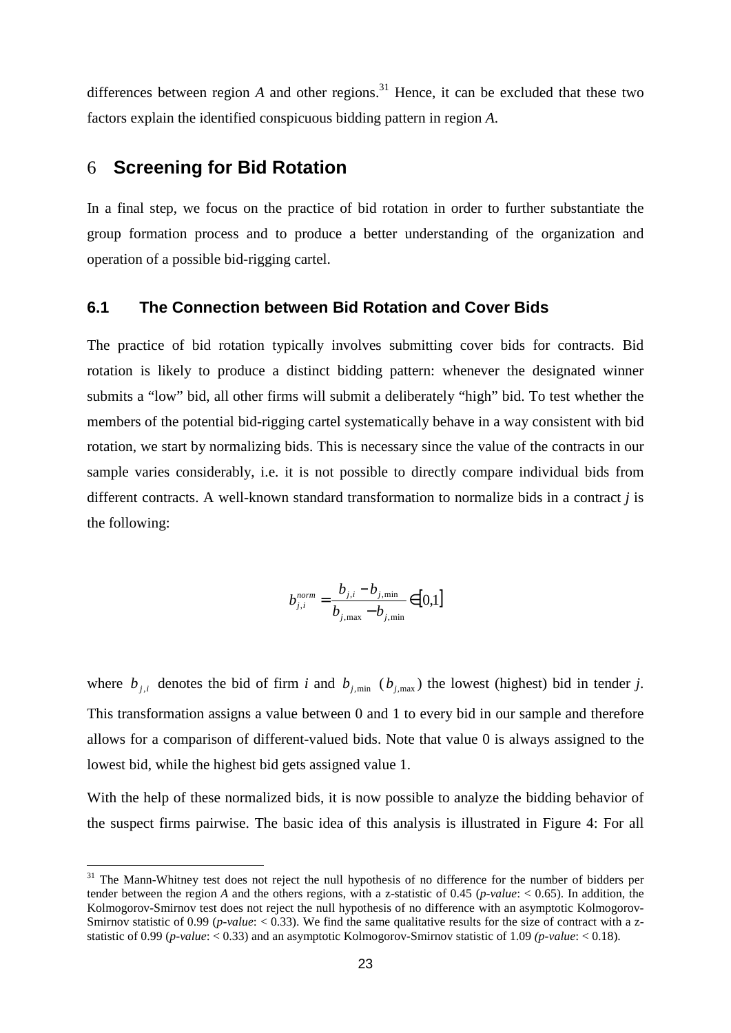differences between region *A* and other regions.[31] Hence, it can be excluded that these two factors explain the identified conspicuous bidding pattern in region *A*.

# 6 Screening for Bid Rotation

In a final step, we focus on the practice of bid rotation in order to further substantiate the group formation process and to produce a better understanding of the organization and operation of a possible bid-rigging cartel.

## 6.1 The Connection between Bid Rotation and Cover Bids

The practice of bid rotation typically involves submitting cover bids for contracts. Bid rotation is likely to produce a distinct bidding pattern: whenever the designated winner submits a "low" bid, all other firms will submit a deliberately "high" bid. To test whether the members of the potential bid-rigging cartel systematically behave in a way consistent with bid rotation, we start by normalizing bids. This is necessary since the value of the contracts in our sample varies considerably, i.e. it is not possible to directly compare individual bids from different contracts. A well-known standard transformation to normalize bids in a contract *j* is the following:

$$b_{j,i}^{norm} = \frac{b_{j,i} - b_{j,\min}}{b_{j,\max} - b_{j,\min}} \in [0,1]$$

where $b_{j,i}$ denotes the bid of firm *i* and $b_{j,\min}$ ($b_{j,\max}$) the lowest (highest) bid in tender *j*. This transformation assigns a value between 0 and 1 to every bid in our sample and therefore allows for a comparison of different-valued bids. Note that value 0 is always assigned to the lowest bid, while the highest bid gets assigned value 1.

With the help of these normalized bids, it is now possible to analyze the bidding behavior of the suspect firms pairwise. The basic idea of this analysis is illustrated in Figure 4: For all

[31] The Mann-Whitney test does not reject the null hypothesis of no difference for the number of bidders per tender between the region *A* and the others regions, with a z-statistic of 0.45 (*p-value*: < 0.65). In addition, the Kolmogorov-Smirnov test does not reject the null hypothesis of no difference with an asymptotic Kolmogorov-Smirnov statistic of 0.99 (*p-value*: < 0.33). We find the same qualitative results for the size of contract with a z-statistic of 0.99 (*p-value*: < 0.33) and an asymptotic Kolmogorov-Smirnov statistic of 1.09 *(p-value*: < 0.18).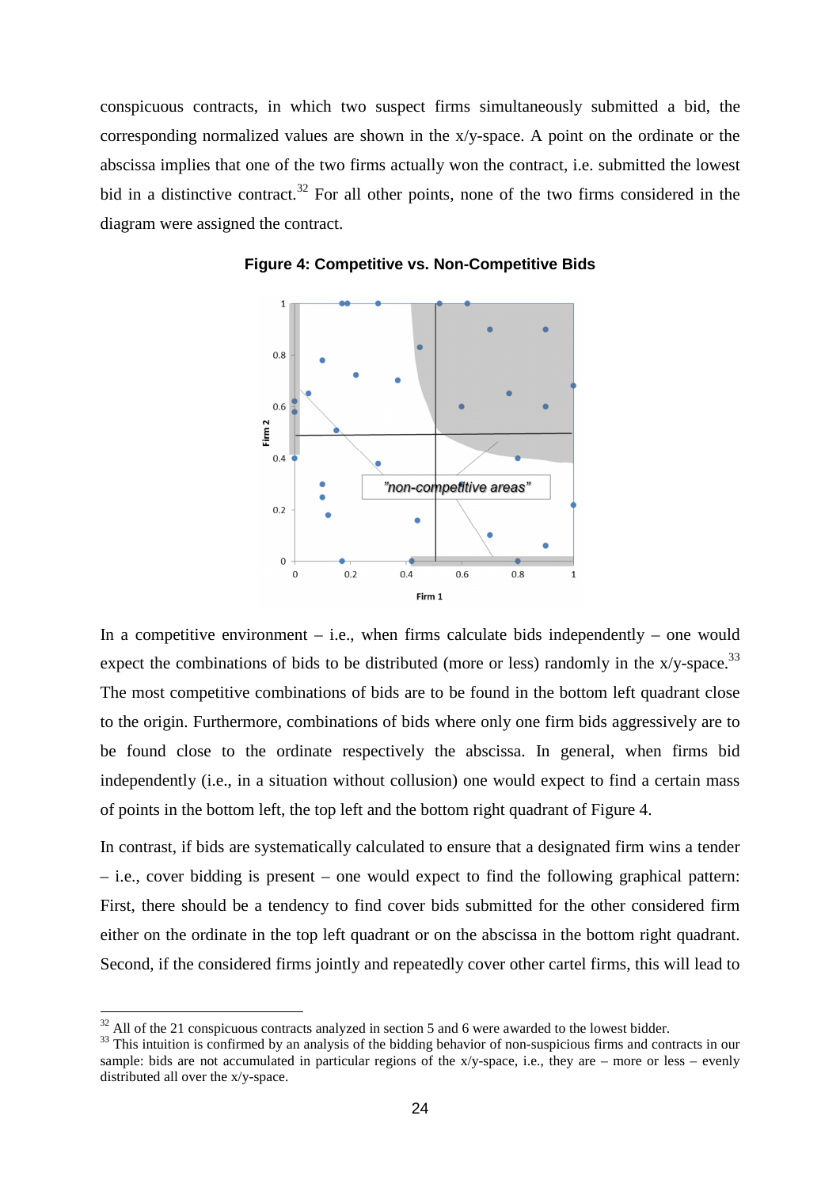conspicuous contracts, in which two suspect firms simultaneously submitted a bid, the corresponding normalized values are shown in the x/y-space. A point on the ordinate or the abscissa implies that one of the two firms actually won the contract, i.e. submitted the lowest bid in a distinctive contract.[32] For all other points, none of the two firms considered in the diagram were assigned the contract.

**Figure 4: Competitive vs. Non-Competitive Bids**

In a competitive environment – i.e., when firms calculate bids independently – one would expect the combinations of bids to be distributed (more or less) randomly in the x/y-space.[33] The most competitive combinations of bids are to be found in the bottom left quadrant close to the origin. Furthermore, combinations of bids where only one firm bids aggressively are to be found close to the ordinate respectively the abscissa. In general, when firms bid independently (i.e., in a situation without collusion) one would expect to find a certain mass of points in the bottom left, the top left and the bottom right quadrant of Figure 4.

In contrast, if bids are systematically calculated to ensure that a designated firm wins a tender – i.e., cover bidding is present – one would expect to find the following graphical pattern: First, there should be a tendency to find cover bids submitted for the other considered firm either on the ordinate in the top left quadrant or on the abscissa in the bottom right quadrant. Second, if the considered firms jointly and repeatedly cover other cartel firms, this will lead to

[32] All of the 21 conspicuous contracts analyzed in section 5 and 6 were awarded to the lowest bidder.

[33] This intuition is confirmed by an analysis of the bidding behavior of non-suspicious firms and contracts in our sample: bids are not accumulated in particular regions of the x/y-space, i.e., they are – more or less – evenly distributed all over the x/y-space.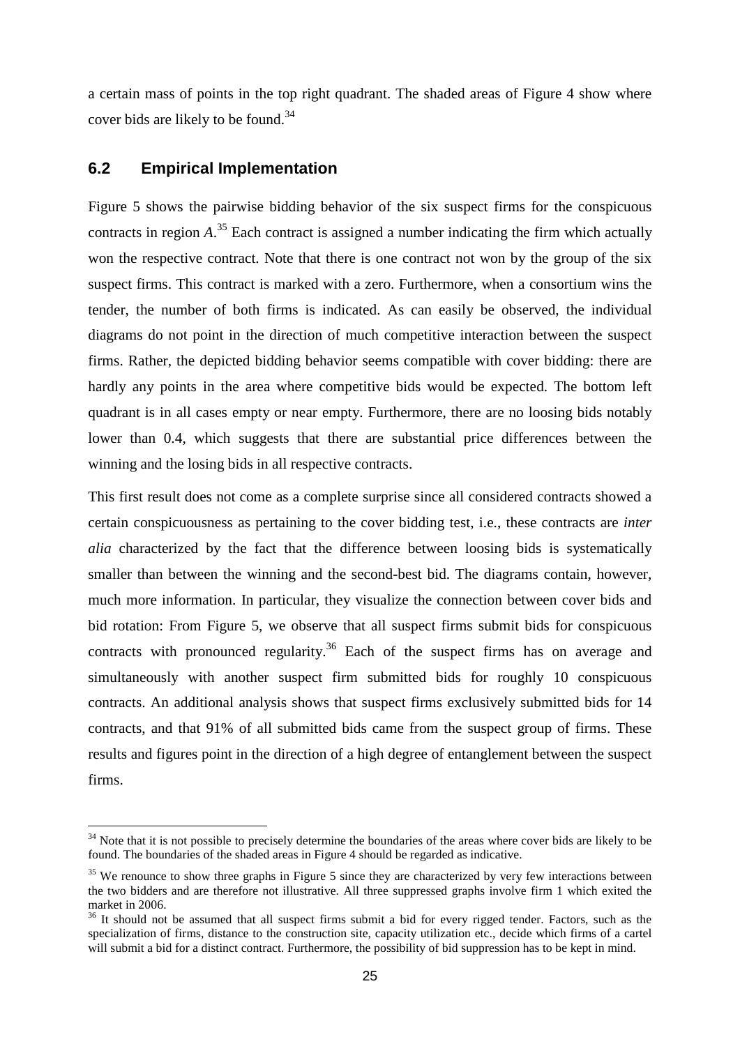a certain mass of points in the top right quadrant. The shaded areas of Figure 4 show where cover bids are likely to be found.[34]

## 6.2 Empirical Implementation

Figure 5 shows the pairwise bidding behavior of the six suspect firms for the conspicuous contracts in region *A*.[35] Each contract is assigned a number indicating the firm which actually won the respective contract. Note that there is one contract not won by the group of the six suspect firms. This contract is marked with a zero. Furthermore, when a consortium wins the tender, the number of both firms is indicated. As can easily be observed, the individual diagrams do not point in the direction of much competitive interaction between the suspect firms. Rather, the depicted bidding behavior seems compatible with cover bidding: there are hardly any points in the area where competitive bids would be expected. The bottom left quadrant is in all cases empty or near empty. Furthermore, there are no loosing bids notably lower than 0.4, which suggests that there are substantial price differences between the winning and the losing bids in all respective contracts.

This first result does not come as a complete surprise since all considered contracts showed a certain conspicuousness as pertaining to the cover bidding test, i.e., these contracts are *inter alia* characterized by the fact that the difference between loosing bids is systematically smaller than between the winning and the second-best bid. The diagrams contain, however, much more information. In particular, they visualize the connection between cover bids and bid rotation: From Figure 5, we observe that all suspect firms submit bids for conspicuous contracts with pronounced regularity.[36] Each of the suspect firms has on average and simultaneously with another suspect firm submitted bids for roughly 10 conspicuous contracts. An additional analysis shows that suspect firms exclusively submitted bids for 14 contracts, and that 91% of all submitted bids came from the suspect group of firms. These results and figures point in the direction of a high degree of entanglement between the suspect firms.

---

[34] Note that it is not possible to precisely determine the boundaries of the areas where cover bids are likely to be found. The boundaries of the shaded areas in Figure 4 should be regarded as indicative.

[35] We renounce to show three graphs in Figure 5 since they are characterized by very few interactions between the two bidders and are therefore not illustrative. All three suppressed graphs involve firm 1 which exited the market in 2006.

[36] It should not be assumed that all suspect firms submit a bid for every rigged tender. Factors, such as the specialization of firms, distance to the construction site, capacity utilization etc., decide which firms of a cartel will submit a bid for a distinct contract. Furthermore, the possibility of bid suppression has to be kept in mind.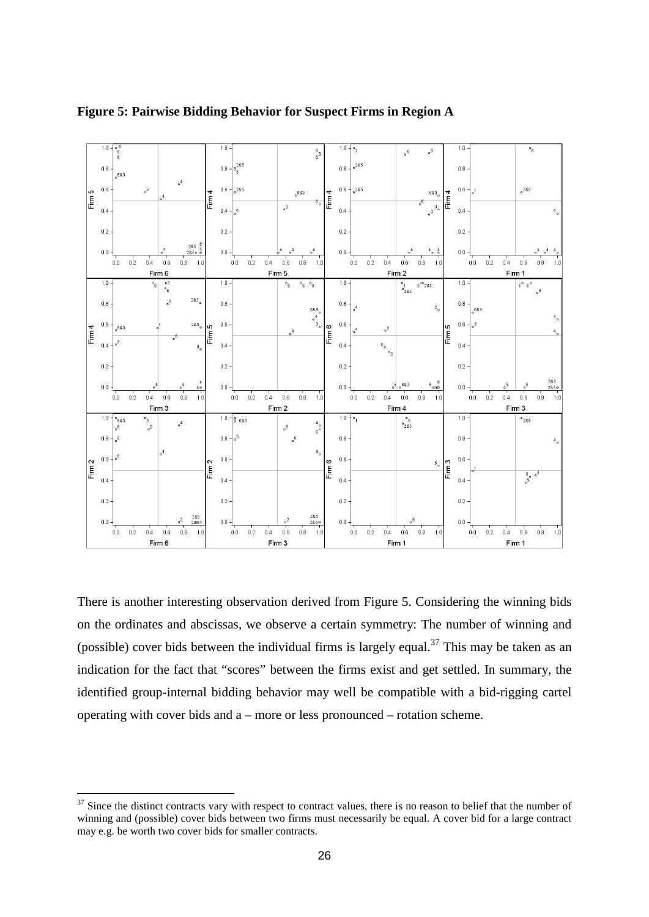**Figure 5: Pairwise Bidding Behavior for Suspect Firms in Region A**

There is another interesting observation derived from Figure 5. Considering the winning bids on the ordinates and abscissas, we observe a certain symmetry: The number of winning and (possible) cover bids between the individual firms is largely equal.[37] This may be taken as an indication for the fact that "scores" between the firms exist and get settled. In summary, the identified group-internal bidding behavior may well be compatible with a bid-rigging cartel operating with cover bids and a – more or less pronounced – rotation scheme.

---

[37] Since the distinct contracts vary with respect to contract values, there is no reason to belief that the number of winning and (possible) cover bids between two firms must necessarily be equal. A cover bid for a large contract may e.g. be worth two cover bids for smaller contracts.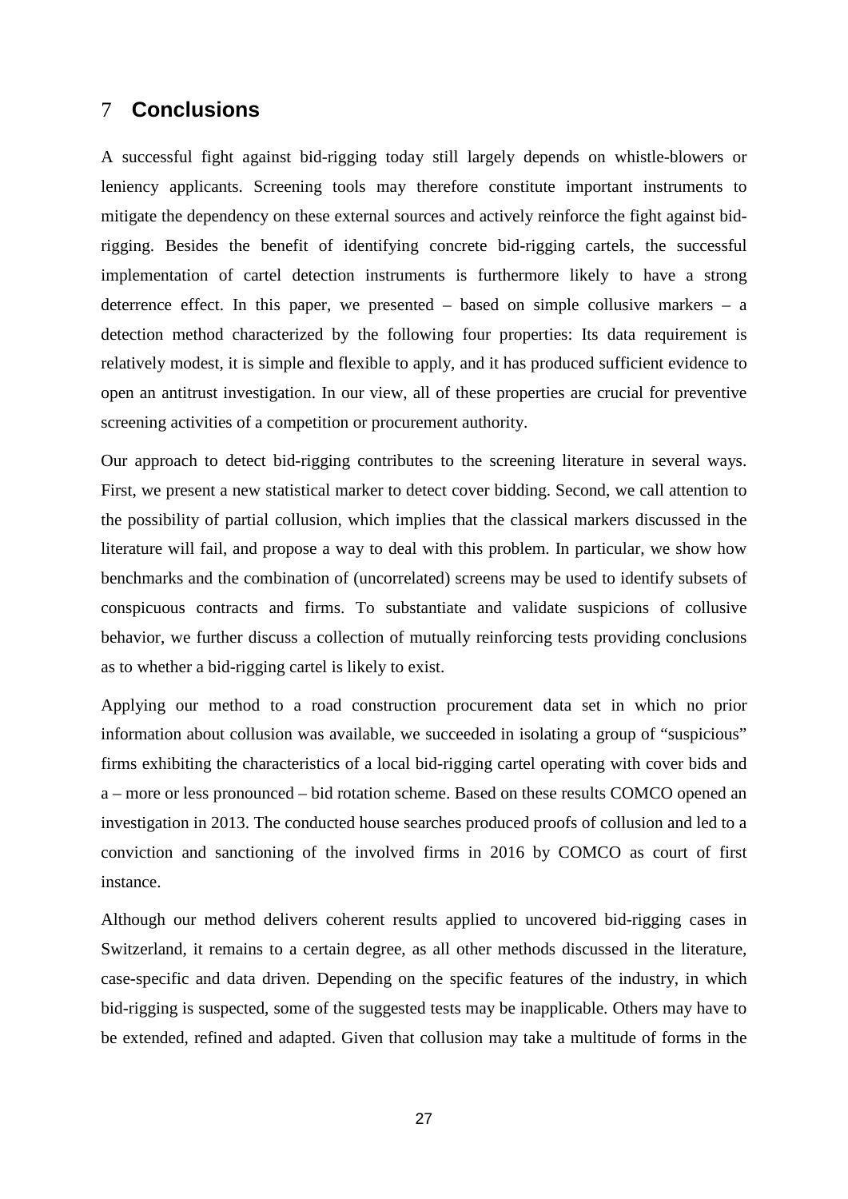# 7 Conclusions

A successful fight against bid-rigging today still largely depends on whistle-blowers or leniency applicants. Screening tools may therefore constitute important instruments to mitigate the dependency on these external sources and actively reinforce the fight against bid-rigging. Besides the benefit of identifying concrete bid-rigging cartels, the successful implementation of cartel detection instruments is furthermore likely to have a strong deterrence effect. In this paper, we presented – based on simple collusive markers – a detection method characterized by the following four properties: Its data requirement is relatively modest, it is simple and flexible to apply, and it has produced sufficient evidence to open an antitrust investigation. In our view, all of these properties are crucial for preventive screening activities of a competition or procurement authority.

Our approach to detect bid-rigging contributes to the screening literature in several ways. First, we present a new statistical marker to detect cover bidding. Second, we call attention to the possibility of partial collusion, which implies that the classical markers discussed in the literature will fail, and propose a way to deal with this problem. In particular, we show how benchmarks and the combination of (uncorrelated) screens may be used to identify subsets of conspicuous contracts and firms. To substantiate and validate suspicions of collusive behavior, we further discuss a collection of mutually reinforcing tests providing conclusions as to whether a bid-rigging cartel is likely to exist.

Applying our method to a road construction procurement data set in which no prior information about collusion was available, we succeeded in isolating a group of "suspicious" firms exhibiting the characteristics of a local bid-rigging cartel operating with cover bids and a – more or less pronounced – bid rotation scheme. Based on these results COMCO opened an investigation in 2013. The conducted house searches produced proofs of collusion and led to a conviction and sanctioning of the involved firms in 2016 by COMCO as court of first instance.

Although our method delivers coherent results applied to uncovered bid-rigging cases in Switzerland, it remains to a certain degree, as all other methods discussed in the literature, case-specific and data driven. Depending on the specific features of the industry, in which bid-rigging is suspected, some of the suggested tests may be inapplicable. Others may have to be extended, refined and adapted. Given that collusion may take a multitude of forms in the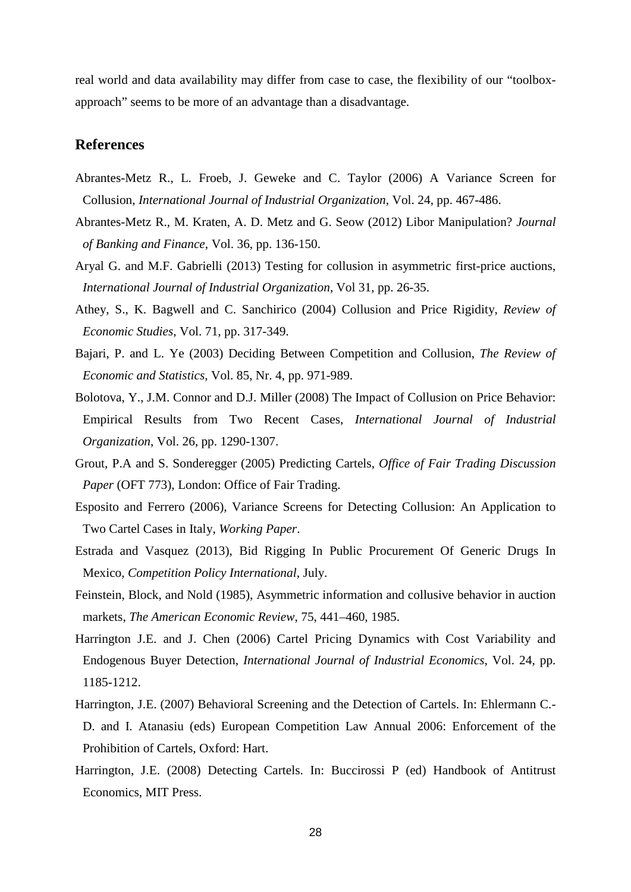real world and data availability may differ from case to case, the flexibility of our "toolbox-approach" seems to be more of an advantage than a disadvantage.

## References

Abrantes-Metz R., L. Froeb, J. Geweke and C. Taylor (2006) A Variance Screen for Collusion, *International Journal of Industrial Organization*, Vol. 24, pp. 467-486.

Abrantes-Metz R., M. Kraten, A. D. Metz and G. Seow (2012) Libor Manipulation? *Journal of Banking and Finance*, Vol. 36, pp. 136-150.

Aryal G. and M.F. Gabrielli (2013) Testing for collusion in asymmetric first-price auctions, *International Journal of Industrial Organization*, Vol 31, pp. 26-35.

Athey, S., K. Bagwell and C. Sanchirico (2004) Collusion and Price Rigidity, *Review of Economic Studies*, Vol. 71, pp. 317-349.

Bajari, P. and L. Ye (2003) Deciding Between Competition and Collusion, *The Review of Economic and Statistics*, Vol. 85, Nr. 4, pp. 971-989.

Bolotova, Y., J.M. Connor and D.J. Miller (2008) The Impact of Collusion on Price Behavior: Empirical Results from Two Recent Cases, *International Journal of Industrial Organization*, Vol. 26, pp. 1290-1307.

Grout, P.A and S. Sonderegger (2005) Predicting Cartels, *Office of Fair Trading Discussion Paper* (OFT 773), London: Office of Fair Trading.

Esposito and Ferrero (2006), Variance Screens for Detecting Collusion: An Application to Two Cartel Cases in Italy, *Working Paper*.

Estrada and Vasquez (2013), Bid Rigging In Public Procurement Of Generic Drugs In Mexico, *Competition Policy International*, July.

Feinstein, Block, and Nold (1985), Asymmetric information and collusive behavior in auction markets, *The American Economic Review*, 75, 441–460, 1985.

Harrington J.E. and J. Chen (2006) Cartel Pricing Dynamics with Cost Variability and Endogenous Buyer Detection, *International Journal of Industrial Economics*, Vol. 24, pp. 1185-1212.

Harrington, J.E. (2007) Behavioral Screening and the Detection of Cartels. In: Ehlermann C.-D. and I. Atanasiu (eds) European Competition Law Annual 2006: Enforcement of the Prohibition of Cartels, Oxford: Hart.

Harrington, J.E. (2008) Detecting Cartels. In: Buccirossi P (ed) Handbook of Antitrust Economics, MIT Press.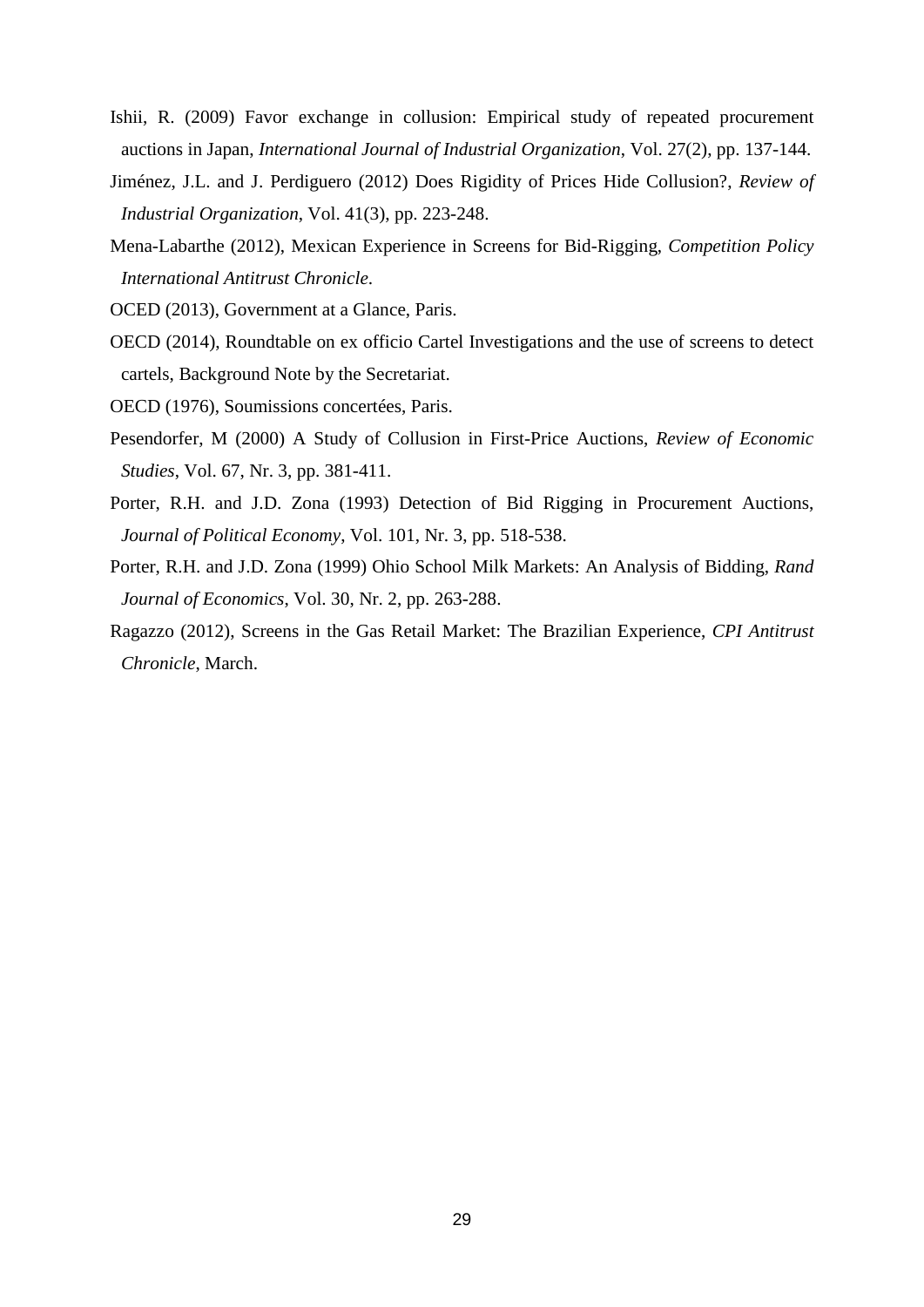Ishii, R. (2009) Favor exchange in collusion: Empirical study of repeated procurement auctions in Japan, *International Journal of Industrial Organization*, Vol. 27(2), pp. 137-144.

Jiménez, J.L. and J. Perdiguero (2012) Does Rigidity of Prices Hide Collusion?, *Review of Industrial Organization*, Vol. 41(3), pp. 223-248.

Mena-Labarthe (2012), Mexican Experience in Screens for Bid-Rigging, *Competition Policy International Antitrust Chronicle*.

OCED (2013), Government at a Glance, Paris.

OECD (2014), Roundtable on ex officio Cartel Investigations and the use of screens to detect cartels, Background Note by the Secretariat.

OECD (1976), Soumissions concertées, Paris.

Pesendorfer, M (2000) A Study of Collusion in First-Price Auctions, *Review of Economic Studies*, Vol. 67, Nr. 3, pp. 381-411.

Porter, R.H. and J.D. Zona (1993) Detection of Bid Rigging in Procurement Auctions, *Journal of Political Economy*, Vol. 101, Nr. 3, pp. 518-538.

Porter, R.H. and J.D. Zona (1999) Ohio School Milk Markets: An Analysis of Bidding, *Rand Journal of Economics*, Vol. 30, Nr. 2, pp. 263-288.

Ragazzo (2012), Screens in the Gas Retail Market: The Brazilian Experience, *CPI Antitrust Chronicle*, March.